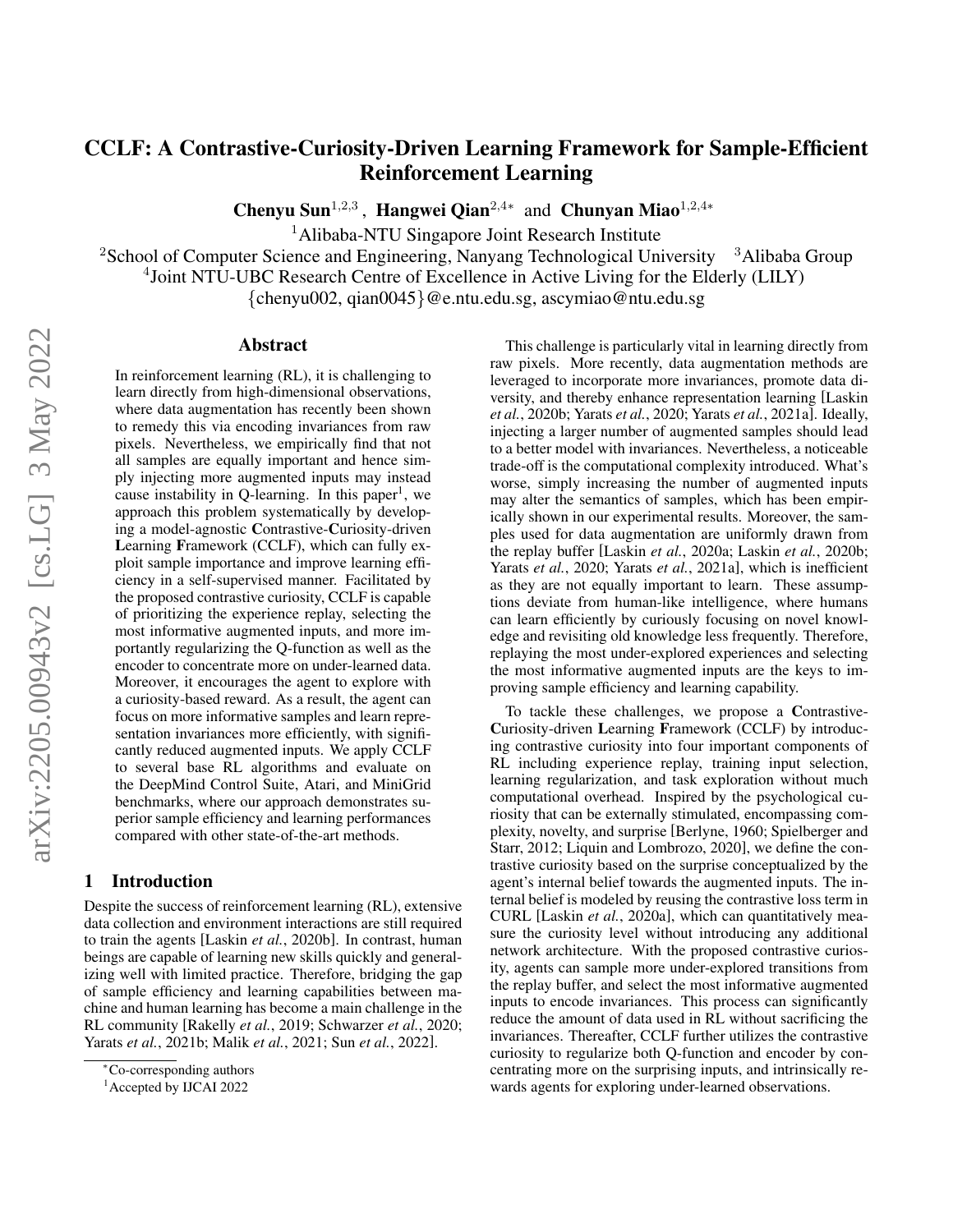# CCLF: A Contrastive-Curiosity-Driven Learning Framework for Sample-Efficient Reinforcement Learning

**Chenyu Sun**[1,2,3], **Hangwei Qian**[2,4*] and **Chunyan Miao**[1,2,4*]

[1]Alibaba-NTU Singapore Joint Research Institute

[2]School of Computer Science and Engineering, Nanyang Technological University [3]Alibaba Group

[4]Joint NTU-UBC Research Centre of Excellence in Active Living for the Elderly (LILY)

{chenyu002, qian0045}@e.ntu.edu.sg, ascymiao@ntu.edu.sg

## Abstract

In reinforcement learning (RL), it is challenging to learn directly from high-dimensional observations, where data augmentation has recently been shown to remedy this via encoding invariances from raw pixels. Nevertheless, we empirically find that not all samples are equally important and hence simply injecting more augmented inputs may instead cause instability in Q-learning. In this paper[1], we approach this problem systematically by developing a model-agnostic **C**ontrastive-**C**uriosity-driven **L**earning **F**ramework (CCLF), which can fully exploit sample importance and improve learning efficiency in a self-supervised manner. Facilitated by the proposed contrastive curiosity, CCLF is capable of prioritizing the experience replay, selecting the most informative augmented inputs, and more importantly regularizing the Q-function as well as the encoder to concentrate more on under-learned data. Moreover, it encourages the agent to explore with a curiosity-based reward. As a result, the agent can focus on more informative samples and learn representation invariances more efficiently, with significantly reduced augmented inputs. We apply CCLF to several base RL algorithms and evaluate on the DeepMind Control Suite, Atari, and MiniGrid benchmarks, where our approach demonstrates superior sample efficiency and learning performances compared with other state-of-the-art methods.

## 1 Introduction

Despite the success of reinforcement learning (RL), extensive data collection and environment interactions are still required to train the agents [Laskin *et al.*, 2020b]. In contrast, human beings are capable of learning new skills quickly and generalizing well with limited practice. Therefore, bridging the gap of sample efficiency and learning capabilities between machine and human learning has become a main challenge in the RL community [Rakelly *et al.*, 2019; Schwarzer *et al.*, 2020; Yarats *et al.*, 2021b; Malik *et al.*, 2021; Sun *et al.*, 2022].

This challenge is particularly vital in learning directly from raw pixels. More recently, data augmentation methods are leveraged to incorporate more invariances, promote data diversity, and thereby enhance representation learning [Laskin *et al.*, 2020b; Yarats *et al.*, 2020; Yarats *et al.*, 2021a]. Ideally, injecting a larger number of augmented samples should lead to a better model with invariances. Nevertheless, a noticeable trade-off is the computational complexity introduced. What's worse, simply increasing the number of augmented inputs may alter the semantics of samples, which has been empirically shown in our experimental results. Moreover, the samples used for data augmentation are uniformly drawn from the replay buffer [Laskin *et al.*, 2020a; Laskin *et al.*, 2020b; Yarats *et al.*, 2020; Yarats *et al.*, 2021a], which is inefficient as they are not equally important to learn. These assumptions deviate from human-like intelligence, where humans can learn efficiently by curiously focusing on novel knowledge and revisiting old knowledge less frequently. Therefore, replaying the most under-explored experiences and selecting the most informative augmented inputs are the keys to improving sample efficiency and learning capability.

To tackle these challenges, we propose a **C**ontrastive-**C**uriosity-driven **L**earning **F**ramework (CCLF) by introducing contrastive curiosity into four important components of RL including experience replay, training input selection, learning regularization, and task exploration without much computational overhead. Inspired by the psychological curiosity that can be externally stimulated, encompassing complexity, novelty, and surprise [Berlyne, 1960; Spielberger and Starr, 2012; Liquin and Lombrozo, 2020], we define the contrastive curiosity based on the surprise conceptualized by the agent's internal belief towards the augmented inputs. The internal belief is modeled by reusing the contrastive loss term in CURL [Laskin *et al.*, 2020a], which can quantitatively measure the curiosity level without introducing any additional network architecture. With the proposed contrastive curiosity, agents can sample more under-explored transitions from the replay buffer, and select the most informative augmented inputs to encode invariances. This process can significantly reduce the amount of data used in RL without sacrificing the invariances. Thereafter, CCLF further utilizes the contrastive curiosity to regularize both Q-function and encoder by concentrating more on the surprising inputs, and intrinsically rewards agents for exploring under-learned observations.

*Co-corresponding authors

[1]Accepted by IJCAI 2022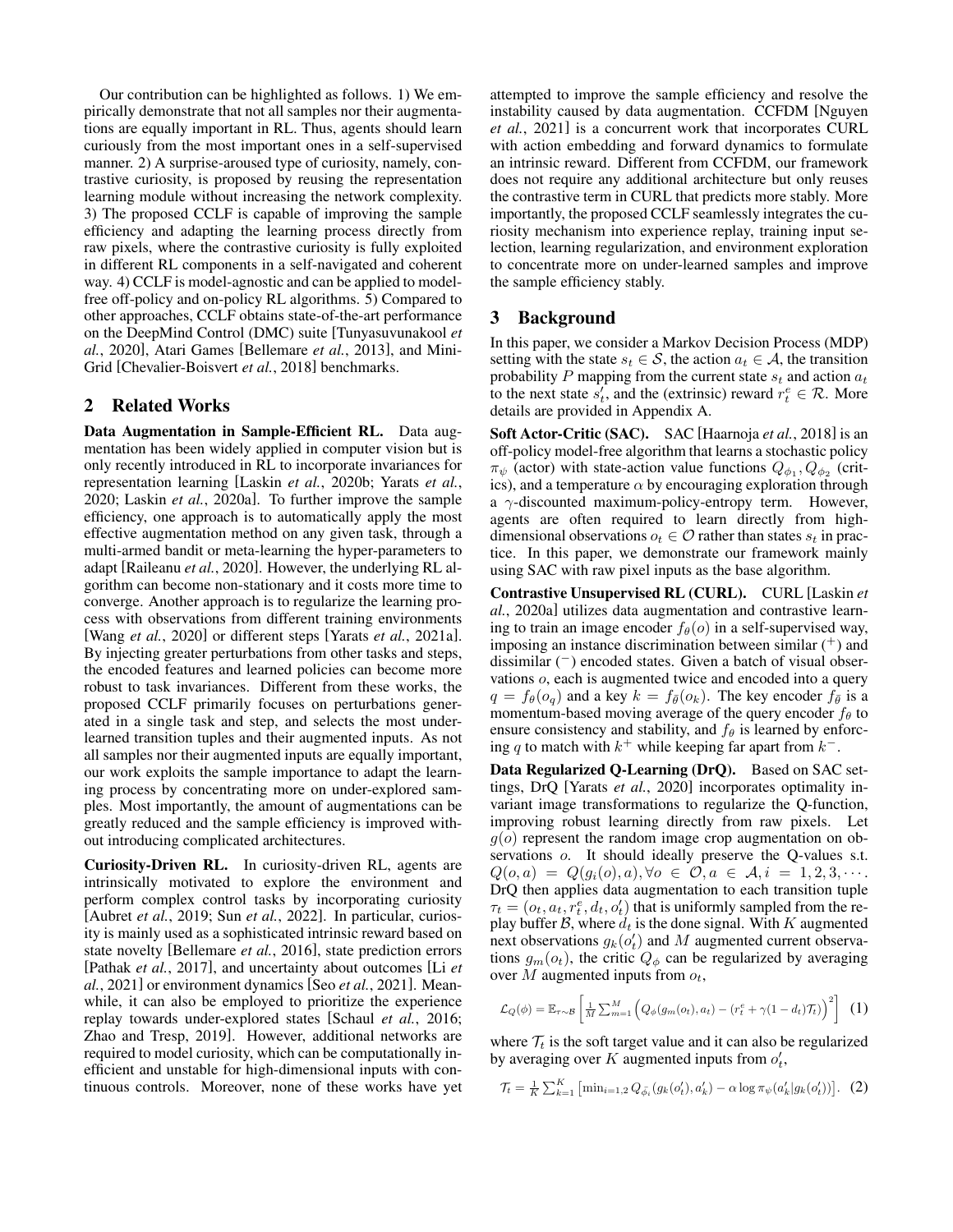Our contribution can be highlighted as follows. 1) We empirically demonstrate that not all samples nor their augmentations are equally important in RL. Thus, agents should learn curiously from the most important ones in a self-supervised manner. 2) A surprise-aroused type of curiosity, namely, contrastive curiosity, is proposed by reusing the representation learning module without increasing the network complexity. 3) The proposed CCLF is capable of improving the sample efficiency and adapting the learning process directly from raw pixels, where the contrastive curiosity is fully exploited in different RL components in a self-navigated and coherent way. 4) CCLF is model-agnostic and can be applied to model-free off-policy and on-policy RL algorithms. 5) Compared to other approaches, CCLF obtains state-of-the-art performance on the DeepMind Control (DMC) suite [Tunyasuvunakool *et al.*, 2020], Atari Games [Bellemare *et al.*, 2013], and MiniGrid [Chevalier-Boisvert *et al.*, 2018] benchmarks.

## 2 Related Works

**Data Augmentation in Sample-Efficient RL.** Data augmentation has been widely applied in computer vision but is only recently introduced in RL to incorporate invariances for representation learning [Laskin *et al.*, 2020b; Yarats *et al.*, 2020; Laskin *et al.*, 2020a]. To further improve the sample efficiency, one approach is to automatically apply the most effective augmentation method on any given task, through a multi-armed bandit or meta-learning the hyper-parameters to adapt [Raileanu *et al.*, 2020]. However, the underlying RL algorithm can become non-stationary and it costs more time to converge. Another approach is to regularize the learning process with observations from different training environments [Wang *et al.*, 2020] or different steps [Yarats *et al.*, 2021a]. By injecting greater perturbations from other tasks and steps, the encoded features and learned policies can become more robust to task invariances. Different from these works, the proposed CCLF primarily focuses on perturbations generated in a single task and step, and selects the most under-learned transition tuples and their augmented inputs. As not all samples nor their augmented inputs are equally important, our work exploits the sample importance to adapt the learning process by concentrating more on under-explored samples. Most importantly, the amount of augmentations can be greatly reduced and the sample efficiency is improved without introducing complicated architectures.

**Curiosity-Driven RL.** In curiosity-driven RL, agents are intrinsically motivated to explore the environment and perform complex control tasks by incorporating curiosity [Aubret *et al.*, 2019; Sun *et al.*, 2022]. In particular, curiosity is mainly used as a sophisticated intrinsic reward based on state novelty [Bellemare *et al.*, 2016], state prediction errors [Pathak *et al.*, 2017], and uncertainty about outcomes [Li *et al.*, 2021] or environment dynamics [Seo *et al.*, 2021]. Meanwhile, it can also be employed to prioritize the experience replay towards under-explored states [Schaul *et al.*, 2016; Zhao and Tresp, 2019]. However, additional networks are required to model curiosity, which can be computationally inefficient and unstable for high-dimensional inputs with continuous controls. Moreover, none of these works have yet attempted to improve the sample efficiency and resolve the instability caused by data augmentation. CCFDM [Nguyen *et al.*, 2021] is a concurrent work that incorporates CURL with action embedding and forward dynamics to formulate an intrinsic reward. Different from CCFDM, our framework does not require any additional architecture but only reuses the contrastive term in CURL that predicts more stably. More importantly, the proposed CCLF seamlessly integrates the curiosity mechanism into experience replay, training input selection, learning regularization, and environment exploration to concentrate more on under-learned samples and improve the sample efficiency stably.

## 3 Background

In this paper, we consider a Markov Decision Process (MDP) setting with the state $s_t \in \mathcal{S}$, the action $a_t \in \mathcal{A}$, the transition probability $P$ mapping from the current state $s_t$ and action $a_t$ to the next state $s'_t$, and the (extrinsic) reward $r^e_t \in \mathcal{R}$. More details are provided in Appendix A.

**Soft Actor-Critic (SAC).** SAC [Haarnoja *et al.*, 2018] is an off-policy model-free algorithm that learns a stochastic policy $\pi_\psi$ (actor) with state-action value functions $Q_{\phi_1}, Q_{\phi_2}$ (critics), and a temperature $\alpha$ by encouraging exploration through a $\gamma$-discounted maximum-policy-entropy term. However, agents are often required to learn directly from high-dimensional observations $o_t \in \mathcal{O}$ rather than states $s_t$ in practice. In this paper, we demonstrate our framework mainly using SAC with raw pixel inputs as the base algorithm.

**Contrastive Unsupervised RL (CURL).** CURL [Laskin *et al.*, 2020a] utilizes data augmentation and contrastive learning to train an image encoder $f_\theta(o)$ in a self-supervised way, imposing an instance discrimination between similar ($^+$) and dissimilar ($^-$) encoded states. Given a batch of visual observations $o$, each is augmented twice and encoded into a query $q = f_\theta(o_q)$ and a key $k = f_{\bar{\theta}}(o_k)$. The key encoder $f_{\bar{\theta}}$ is a momentum-based moving average of the query encoder $f_\theta$ to ensure consistency and stability, and $f_\theta$ is learned by enforcing $q$ to match with $k^+$ while keeping far apart from $k^-$.

**Data Regularized Q-Learning (DrQ).** Based on SAC settings, DrQ [Yarats *et al.*, 2020] incorporates optimality invariant image transformations to regularize the Q-function, improving robust learning directly from raw pixels. Let $g(o)$ represent the random image crop augmentation on observations $o$. It should ideally preserve the Q-values s.t. $Q(o, a) = Q(g_i(o), a), \forall o \in \mathcal{O}, a \in \mathcal{A}, i = 1, 2, 3, \cdots$. DrQ then applies data augmentation to each transition tuple $\tau_t = (o_t, a_t, r^e_t, d_t, o'_t)$ that is uniformly sampled from the replay buffer $\mathcal{B}$, where $d_t$ is the done signal. With $K$ augmented next observations $g_k(o'_t)$ and $M$ augmented current observations $g_m(o_t)$, the critic $Q_\phi$ can be regularized by averaging over $M$ augmented inputs from $o_t$,

$$\mathcal{L}_Q(\phi) = \mathbb{E}_{\tau \sim \mathcal{B}} \left[ \tfrac{1}{M} \sum_{m=1}^{M} \Big( Q_\phi(g_m(o_t), a_t) - (r^e_t + \gamma(1 - d_t)\mathcal{T}_t) \Big)^2 \right] \quad (1)$$

where $\mathcal{T}_t$ is the soft target value and it can also be regularized by averaging over $K$ augmented inputs from $o'_t$,

$$\mathcal{T}_t = \tfrac{1}{K} \sum_{k=1}^{K} \left[ \min_{i=1,2} Q_{\bar{\phi}_i}(g_k(o'_t), a'_k) - \alpha \log \pi_\psi(a'_k | g_k(o'_t)) \right]. \quad (2)$$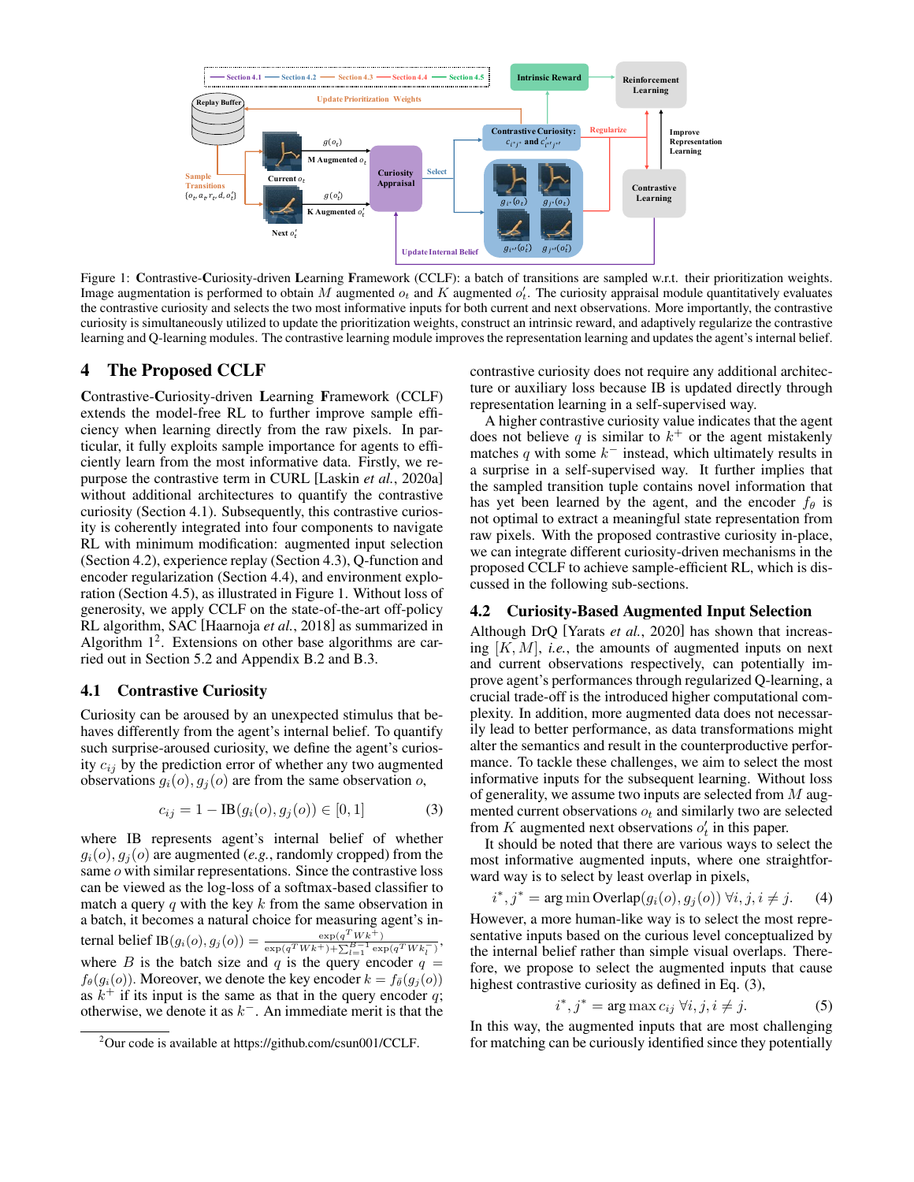Figure 1: **C**ontrastive-**C**uriosity-driven **L**earning **F**ramework (CCLF): a batch of transitions are sampled w.r.t. their prioritization weights. Image augmentation is performed to obtain $M$ augmented $o_t$ and $K$ augmented $o'_t$. The curiosity appraisal module quantitatively evaluates the contrastive curiosity and selects the two most informative inputs for both current and next observations. More importantly, the contrastive curiosity is simultaneously utilized to update the prioritization weights, construct an intrinsic reward, and adaptively regularize the contrastive learning and Q-learning modules. The contrastive learning module improves the representation learning and updates the agent's internal belief.

## 4 The Proposed CCLF

**C**ontrastive-**C**uriosity-driven **L**earning **F**ramework (CCLF) extends the model-free RL to further improve sample efficiency when learning directly from the raw pixels. In particular, it fully exploits sample importance for agents to efficiently learn from the most informative data. Firstly, we repurpose the contrastive term in CURL [Laskin *et al.*, 2020a] without additional architectures to quantify the contrastive curiosity (Section 4.1). Subsequently, this contrastive curiosity is coherently integrated into four components to navigate RL with minimum modification: augmented input selection (Section 4.2), experience replay (Section 4.3), Q-function and encoder regularization (Section 4.4), and environment exploration (Section 4.5), as illustrated in Figure 1. Without loss of generosity, we apply CCLF on the state-of-the-art off-policy RL algorithm, SAC [Haarnoja *et al.*, 2018] as summarized in Algorithm 1[2]. Extensions on other base algorithms are carried out in Section 5.2 and Appendix B.2 and B.3.

### 4.1 Contrastive Curiosity

Curiosity can be aroused by an unexpected stimulus that behaves differently from the agent's internal belief. To quantify such surprise-aroused curiosity, we define the agent's curiosity $c_{ij}$ by the prediction error of whether any two augmented observations $g_i(o), g_j(o)$ are from the same observation $o$,

$$c_{ij} = 1 - \text{IB}(g_i(o), g_j(o)) \in [0, 1] \tag{3}$$

where IB represents agent's internal belief of whether $g_i(o), g_j(o)$ are augmented (*e.g.*, randomly cropped) from the same $o$ with similar representations. Since the contrastive loss can be viewed as the log-loss of a softmax-based classifier to match a query $q$ with the key $k$ from the same observation in a batch, it becomes a natural choice for measuring agent's internal belief $\text{IB}(g_i(o), g_j(o)) = \frac{\exp(q^T W k^+)}{\exp(q^T W k^+) + \sum_{l=1}^{B-1} \exp(q^T W k_l^-)}$, where $B$ is the batch size and $q$ is the query encoder $q = f_\theta(g_i(o))$. Moreover, we denote the key encoder $k = f_{\bar{\theta}}(g_j(o))$ as $k^+$ if its input is the same as that in the query $q$; otherwise, we denote it as $k^-$. An immediate merit is that the contrastive curiosity does not require any additional architecture or auxiliary loss because IB is updated directly through representation learning in a self-supervised way.

A higher contrastive curiosity value indicates that the agent does not believe $q$ is similar to $k^+$ or the agent mistakenly matches $q$ with some $k^-$ instead, which ultimately results in a surprise in a self-supervised way. It further implies that the sampled transition tuple contains novel information that has yet been learned by the agent, and the encoder $f_\theta$ is not optimal to extract a meaningful state representation from raw pixels. With the proposed contrastive curiosity in-place, we can integrate different curiosity-driven mechanisms in the proposed CCLF to achieve sample-efficient RL, which is discussed in the following sub-sections.

### 4.2 Curiosity-Based Augmented Input Selection

Although DrQ [Yarats *et al.*, 2020] has shown that increasing $[K, M]$, *i.e.*, the amounts of augmented inputs on next and current observations respectively, can potentially improve agent's performances through regularized Q-learning, a crucial trade-off is the introduced higher computational complexity. In addition, more augmented data does not necessarily lead to better performance, as data transformations might alter the semantics and result in the counterproductive performance. To tackle these challenges, we aim to select the most informative inputs for the subsequent learning. Without loss of generality, we assume two inputs are selected from $M$ augmented current observations $o_t$ and similarly two are selected from $K$ augmented next observations $o'_t$ in this paper.

It should be noted that there are various ways to select the most informative augmented inputs, where one straightforward way is to select by least overlap in pixels,

$$i^*, j^* = \arg\min \text{Overlap}(g_i(o), g_j(o)) \; \forall i, j, i \neq j. \tag{4}$$

However, a more human-like way is to select the most representative inputs based on the curious level conceptualized by the internal belief rather than simple visual overlaps. Therefore, we propose to select the augmented inputs that cause highest contrastive curiosity as defined in Eq. (3),

$$i^*, j^* = \arg\max c_{ij} \; \forall i, j, i \neq j. \tag{5}$$

In this way, the augmented inputs that are most challenging for matching can be curiously identified since they potentially

[2] Our code is available at https://github.com/csun001/CCLF.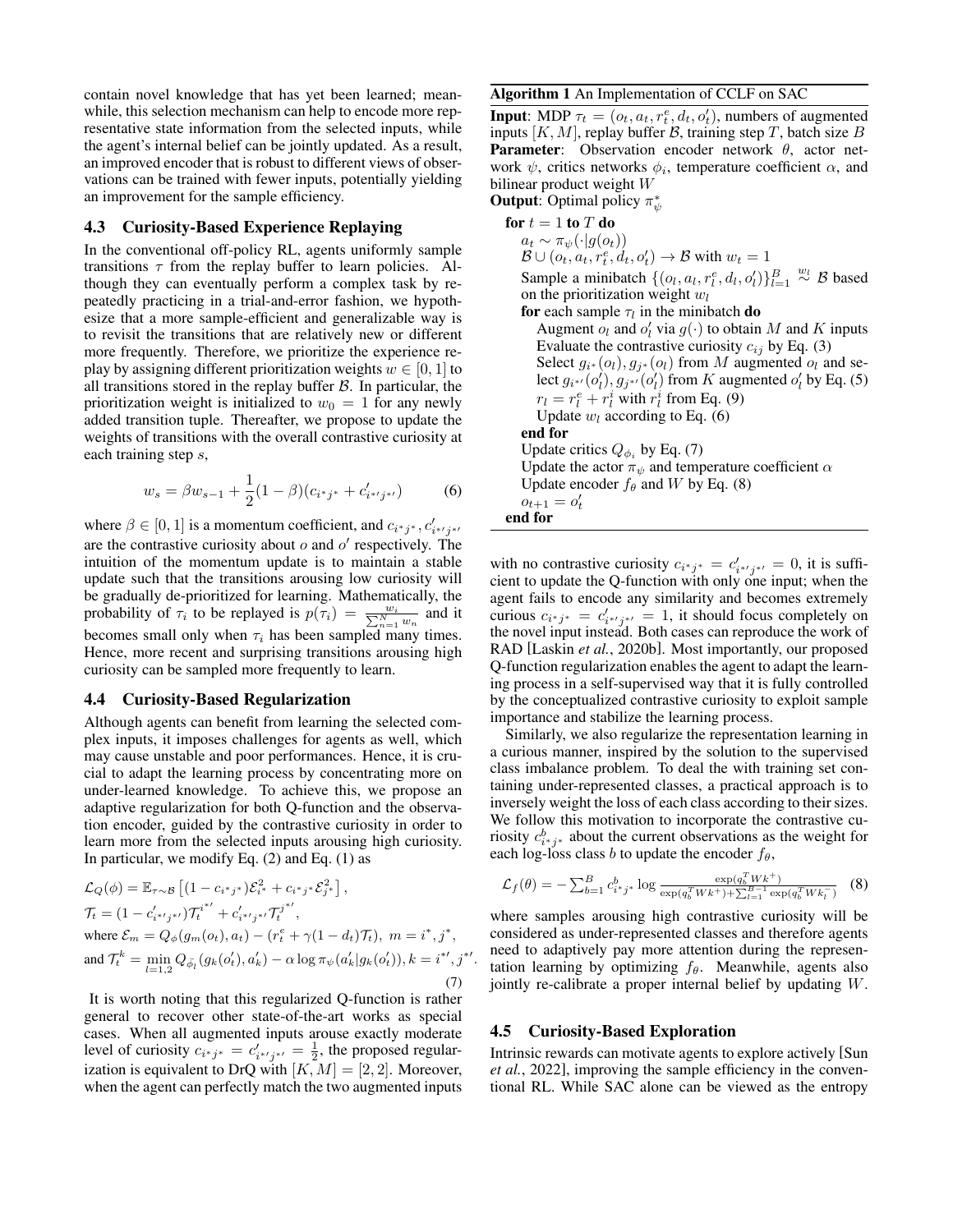contain novel knowledge that has yet been learned; meanwhile, this selection mechanism can help to encode more representative state information from the selected inputs, while the agent's internal belief can be jointly updated. As a result, an improved encoder that is robust to different views of observations can be trained with fewer inputs, potentially yielding an improvement for the sample efficiency.

### 4.3 Curiosity-Based Experience Replaying

In the conventional off-policy RL, agents uniformly sample transitions $\tau$ from the replay buffer to learn policies. Although they can eventually perform a complex task by repeatedly practicing in a trial-and-error fashion, we hypothesize that a more sample-efficient and generalizable way is to revisit the transitions that are relatively new or different more frequently. Therefore, we prioritize the experience replay by assigning different prioritization weights $w \in [0, 1]$ to all transitions stored in the replay buffer $\mathcal{B}$. In particular, the prioritization weight is initialized to $w_0 = 1$ for any newly added transition tuple. Thereafter, we propose to update the weights of transitions with the overall contrastive curiosity at each training step $s$,

$$w_s = \beta w_{s-1} + \frac{1}{2}(1 - \beta)(c_{i^*j^*} + c'_{i^{*\prime}j^{*\prime}}) \tag{6}$$

where $\beta \in [0, 1]$ is a momentum coefficient, and $c_{i^*j^*}, c'_{i^{*\prime}j^{*\prime}}$ are the contrastive curiosity about $o$ and $o'$ respectively. The intuition of the momentum update is to maintain a stable update such that the transitions arousing low curiosity will be gradually de-prioritized for learning. Mathematically, the probability of $\tau_i$ to be replayed is $p(\tau_i) = \frac{w_i}{\sum_{n=1}^{N} w_n}$ and it becomes small only when $\tau_i$ has been sampled many times. Hence, more recent and surprising transitions arousing high curiosity can be sampled more frequently to learn.

### 4.4 Curiosity-Based Regularization

Although agents can benefit from learning the selected complex inputs, it imposes challenges for agents as well, which may cause unstable and poor performances. Hence, it is crucial to adapt the learning process by concentrating more on under-learned knowledge. To achieve this, we propose an adaptive regularization for both Q-function and the observation encoder, guided by the contrastive curiosity in order to learn more from the selected inputs arousing high curiosity. In particular, we modify Eq. (2) and Eq. (1) as

$$
\begin{aligned}
&\mathcal{L}_Q(\phi) = \mathbb{E}_{\tau \sim \mathcal{B}}\left[(1 - c_{i^*j^*})\mathcal{E}_{i^*}^2 + c_{i^*j^*}\mathcal{E}_{j^*}^2\right], \\
&\mathcal{T}_t = (1 - c'_{i^{*\prime}j^{*\prime}})\mathcal{T}_t^{i^{*\prime}} + c'_{i^{*\prime}j^{*\prime}}\mathcal{T}_t^{j^{*\prime}}, \\
&\text{where } \mathcal{E}_m = Q_\phi(g_m(o_t), a_t) - (r_t^e + \gamma(1 - d_t)\mathcal{T}_t),\ m = i^*, j^*, \\
&\text{and } \mathcal{T}_t^k = \min_{l=1,2} Q_{\bar{\phi}_l}(g_k(o'_t), a'_k) - \alpha \log \pi_\psi(a'_k | g_k(o'_t)), k = i^{*\prime}, j^{*\prime}.
\end{aligned} \tag{7}
$$

It is worth noting that this regularized Q-function is rather general to recover other state-of-the-art works as special cases. When all augmented inputs arouse exactly moderate level of curiosity $c_{i^*j^*} = c'_{i^{*\prime}j^{*\prime}} = \frac{1}{2}$, the proposed regularization is equivalent to DrQ with $[K, M] = [2, 2]$. Moreover, when the agent can perfectly match the two augmented inputs with no contrastive curiosity $c_{i^*j^*} = c'_{i^{*\prime}j^{*\prime}} = 0$, it is sufficient to update the Q-function with only one input; when the agent fails to encode any similarity and becomes extremely curious $c_{i^*j^*} = c'_{i^{*\prime}j^{*\prime}} = 1$, it should focus completely on the novel input instead. Both cases can reproduce the work of RAD [Laskin *et al.*, 2020b]. Most importantly, our proposed Q-function regularization enables the agent to adapt the learning process in a self-supervised way that it is fully controlled by the conceptualized contrastive curiosity to exploit sample importance and stabilize the learning process.

Similarly, we also regularize the representation learning in a curious manner, inspired by the solution to the supervised class imbalance problem. To deal the with training set containing under-represented classes, a practical approach is to inversely weight the loss of each class according to their sizes. We follow this motivation to incorporate the contrastive curiosity $c_{i^*j^*}^b$ about the current observations as the weight for each log-loss class $b$ to update the encoder $f_\theta$,

$$\mathcal{L}_f(\theta) = -\sum_{b=1}^{B} c_{i^*j^*}^b \log \frac{\exp(q_b^T W k^+)}{\exp(q_b^T W k^+) + \sum_{l=1}^{B-1} \exp(q_b^T W k_l^-)} \tag{8}$$

where samples arousing high contrastive curiosity will be considered as under-represented classes and therefore agents need to adaptively pay more attention during the representation learning by optimizing $f_\theta$. Meanwhile, agents also jointly re-calibrate a proper internal belief by updating $W$.

**Algorithm 1** An Implementation of CCLF on SAC

**Input**: MDP $\tau_t = (o_t, a_t, r_t^e, d_t, o'_t)$, numbers of augmented inputs $[K, M]$, replay buffer $\mathcal{B}$, training step $T$, batch size $B$
**Parameter**: Observation encoder network $\theta$, actor network $\psi$, critics networks $\phi_i$, temperature coefficient $\alpha$, and bilinear product weight $W$
**Output**: Optimal policy $\pi_\psi^*$

**for** $t = 1$ **to** $T$ **do**
  $a_t \sim \pi_\psi(\cdot | g(o_t))$
  $\mathcal{B} \cup (o_t, a_t, r_t^e, d_t, o'_t) \rightarrow \mathcal{B}$ with $w_t = 1$
  Sample a minibatch $\{(o_l, a_l, r_l^e, d_l, o'_l)\}_{l=1}^{B} \overset{w_l}{\sim} \mathcal{B}$ based on the prioritization weight $w_l$
  **for** each sample $\tau_l$ in the minibatch **do**
    Augment $o_l$ and $o'_l$ via $g(\cdot)$ to obtain $M$ and $K$ inputs
    Evaluate the contrastive curiosity $c_{ij}$ by Eq. (3)
    Select $g_{i^*}(o_l), g_{j^*}(o_l)$ from $M$ augmented $o_l$ and select $g_{i^{*\prime}}(o'_l), g_{j^{*\prime}}(o'_l)$ from $K$ augmented $o'_l$ by Eq. (5)
    $r_l = r_l^e + r_l^i$ with $r_l^i$ from Eq. (9)
    Update $w_l$ according to Eq. (6)
  **end for**
  Update critics $Q_{\phi_i}$ by Eq. (7)
  Update the actor $\pi_\psi$ and temperature coefficient $\alpha$
  Update encoder $f_\theta$ and $W$ by Eq. (8)
  $o_{t+1} = o'_t$
**end for**

### 4.5 Curiosity-Based Exploration

Intrinsic rewards can motivate agents to explore actively [Sun *et al.*, 2022], improving the sample efficiency in the conventional RL. While SAC alone can be viewed as the entropy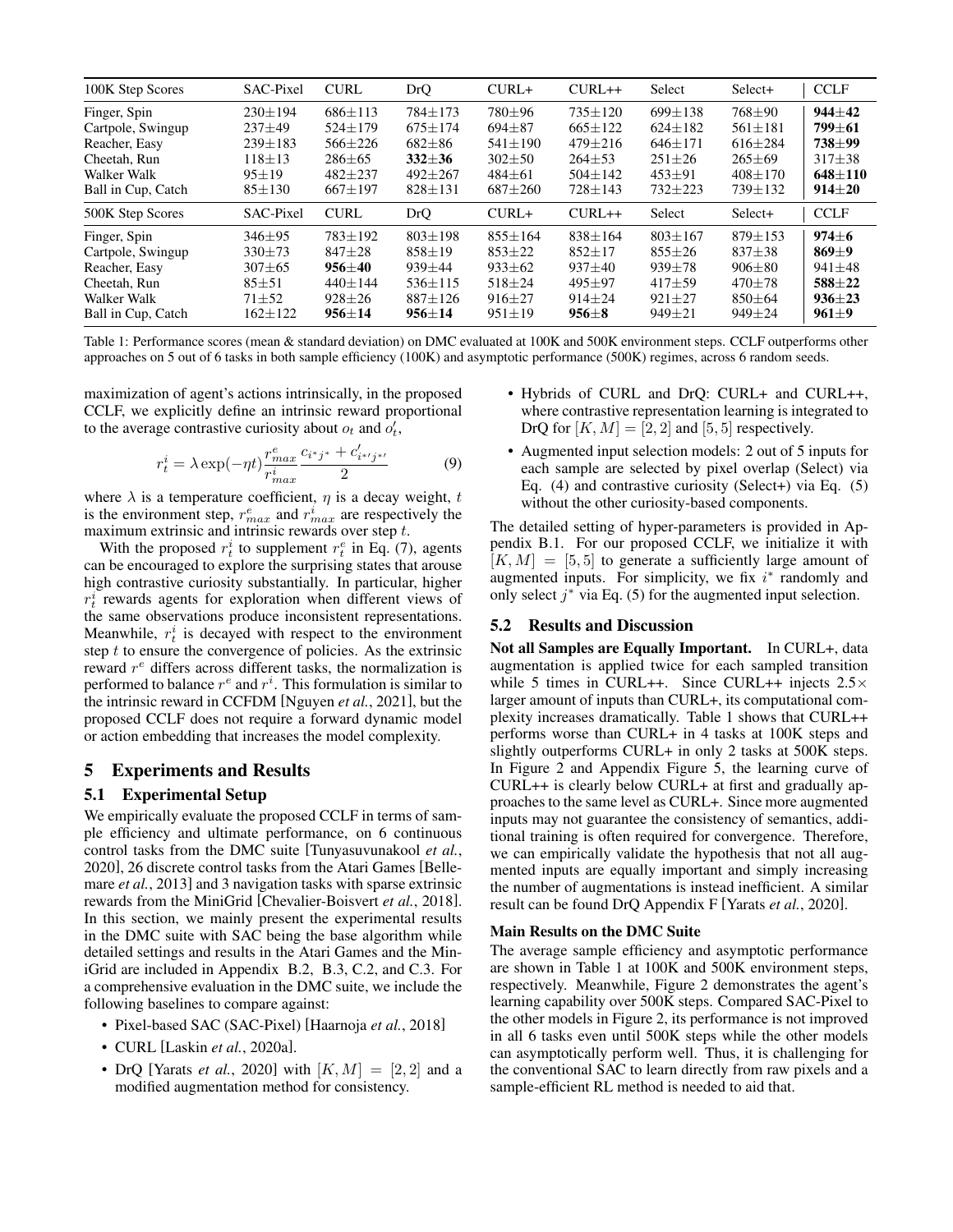| 100K Step Scores | SAC-Pixel | CURL | DrQ | CURL+ | CURL++ | Select | Select+ | CCLF |
|---|---|---|---|---|---|---|---|---|
| Finger, Spin | 230±194 | 686±113 | 784±173 | 780±96 | 735±120 | 699±138 | 768±90 | **944±42** |
| Cartpole, Swingup | 237±49 | 524±179 | 675±174 | 694±87 | 665±122 | 624±182 | 561±181 | **799±61** |
| Reacher, Easy | 239±183 | 566±226 | 682±86 | 541±190 | 479±216 | 646±171 | 616±284 | **738±99** |
| Cheetah, Run | 118±13 | 286±65 | **332±36** | 302±50 | 264±53 | 251±26 | 265±69 | 317±38 |
| Walker Walk | 95±19 | 482±237 | 492±267 | 484±61 | 504±142 | 453±91 | 408±170 | **648±110** |
| Ball in Cup, Catch | 85±130 | 667±197 | 828±131 | 687±260 | 728±143 | 732±223 | 739±132 | **914±20** |
| **500K Step Scores** | **SAC-Pixel** | **CURL** | **DrQ** | **CURL+** | **CURL++** | **Select** | **Select+** | **CCLF** |
| Finger, Spin | 346±95 | 783±192 | 803±198 | 855±164 | 838±164 | 803±167 | 879±153 | **974±6** |
| Cartpole, Swingup | 330±73 | 847±28 | 858±19 | 853±22 | 852±17 | 855±26 | 837±38 | **869±9** |
| Reacher, Easy | 307±65 | **956±40** | 939±44 | 933±62 | 937±40 | 939±78 | 906±80 | 941±48 |
| Cheetah, Run | 85±51 | 440±144 | 536±115 | 518±24 | 495±97 | 417±59 | 470±78 | **588±22** |
| Walker Walk | 71±52 | 928±26 | 887±126 | 916±27 | 914±24 | 921±27 | 850±64 | **936±23** |
| Ball in Cup, Catch | 162±122 | **956±14** | **956±14** | 951±19 | **956±8** | 949±21 | 949±24 | **961±9** |

Table 1: Performance scores (mean & standard deviation) on DMC evaluated at 100K and 500K environment steps. CCLF outperforms other approaches on 5 out of 6 tasks in both sample efficiency (100K) and asymptotic performance (500K) regimes, across 6 random seeds.

maximization of agent's actions intrinsically, in the proposed CCLF, we explicitly define an intrinsic reward proportional to the average contrastive curiosity about $o_t$ and $o'_t$,

$$r_t^i = \lambda \exp(-\eta t) \frac{r_{max}^e}{r_{max}^i} \frac{c_{i^*j^*} + c'_{i^{*\prime}j^{*\prime}}}{2} \tag{9}$$

where $\lambda$ is a temperature coefficient, $\eta$ is a decay weight, $t$ is the environment step, $r_{max}^e$ and $r_{max}^i$ are respectively the maximum extrinsic and intrinsic rewards over step $t$.

With the proposed $r_t^i$ to supplement $r_t^e$ in Eq. (7), agents can be encouraged to explore the surprising states that arouse high contrastive curiosity substantially. In particular, higher $r_t^i$ rewards agents for exploration when different views of the same observations produce inconsistent representations. Meanwhile, $r_t^i$ is decayed with respect to the environment step $t$ to ensure the convergence of policies. As the extrinsic reward $r^e$ differs across different tasks, the normalization is performed to balance $r^e$ and $r^i$. This formulation is similar to the intrinsic reward in CCFDM [Nguyen *et al.*, 2021], but the proposed CCLF does not require a forward dynamic model or action embedding that increases the model complexity.

## 5 Experiments and Results

### 5.1 Experimental Setup

We empirically evaluate the proposed CCLF in terms of sample efficiency and ultimate performance, on 6 continuous control tasks from the DMC suite [Tunyasuvunakool *et al.*, 2020], 26 discrete control tasks from the Atari Games [Bellemare *et al.*, 2013] and 3 navigation tasks with sparse extrinsic rewards from the MiniGrid [Chevalier-Boisvert *et al.*, 2018]. In this section, we mainly present the experimental results in the DMC suite with SAC being the base algorithm while detailed settings and results in the Atari Games and the MiniGrid are included in Appendix B.2, B.3, C.2, and C.3. For a comprehensive evaluation in the DMC suite, we include the following baselines to compare against:

- Pixel-based SAC (SAC-Pixel) [Haarnoja *et al.*, 2018]
- CURL [Laskin *et al.*, 2020a].
- DrQ [Yarats *et al.*, 2020] with $[K, M] = [2, 2]$ and a modified augmentation method for consistency.
- Hybrids of CURL and DrQ: CURL+ and CURL++, where contrastive representation learning is integrated to DrQ for $[K, M] = [2, 2]$ and $[5, 5]$ respectively.
- Augmented input selection models: 2 out of 5 inputs for each sample are selected by pixel overlap (Select) via Eq. (4) and contrastive curiosity (Select+) via Eq. (5) without the other curiosity-based components.

The detailed setting of hyper-parameters is provided in Appendix B.1. For our proposed CCLF, we initialize it with $[K, M] = [5, 5]$ to generate a sufficiently large amount of augmented inputs. For simplicity, we fix $i^*$ randomly and only select $j^*$ via Eq. (5) for the augmented input selection.

### 5.2 Results and Discussion

**Not all Samples are Equally Important.** In CURL+, data augmentation is applied twice for each sampled transition while 5 times in CURL++. Since CURL++ injects $2.5\times$ larger amount of inputs than CURL+, its computational complexity increases dramatically. Table 1 shows that CURL++ performs worse than CURL+ in 4 tasks at 100K steps and slightly outperforms CURL+ in only 2 tasks at 500K steps. In Figure 2 and Appendix Figure 5, the learning curve of CURL++ is clearly below CURL+ at first and gradually approaches to the same level as CURL+. Since more augmented inputs may not guarantee the consistency of semantics, additional training is often required for convergence. Therefore, we can empirically validate the hypothesis that not all augmented inputs are equally important and simply increasing the number of augmentations is instead inefficient. A similar result can be found DrQ Appendix F [Yarats *et al.*, 2020].

**Main Results on the DMC Suite**

The average sample efficiency and asymptotic performance are shown in Table 1 at 100K and 500K environment steps, respectively. Meanwhile, Figure 2 demonstrates the agent's learning capability over 500K steps. Compared SAC-Pixel to the other models in Figure 2, its performance is not improved in all 6 tasks even until 500K steps while the other models can asymptotically perform well. Thus, it is challenging for the conventional SAC to learn directly from raw pixels and a sample-efficient RL method is needed to aid that.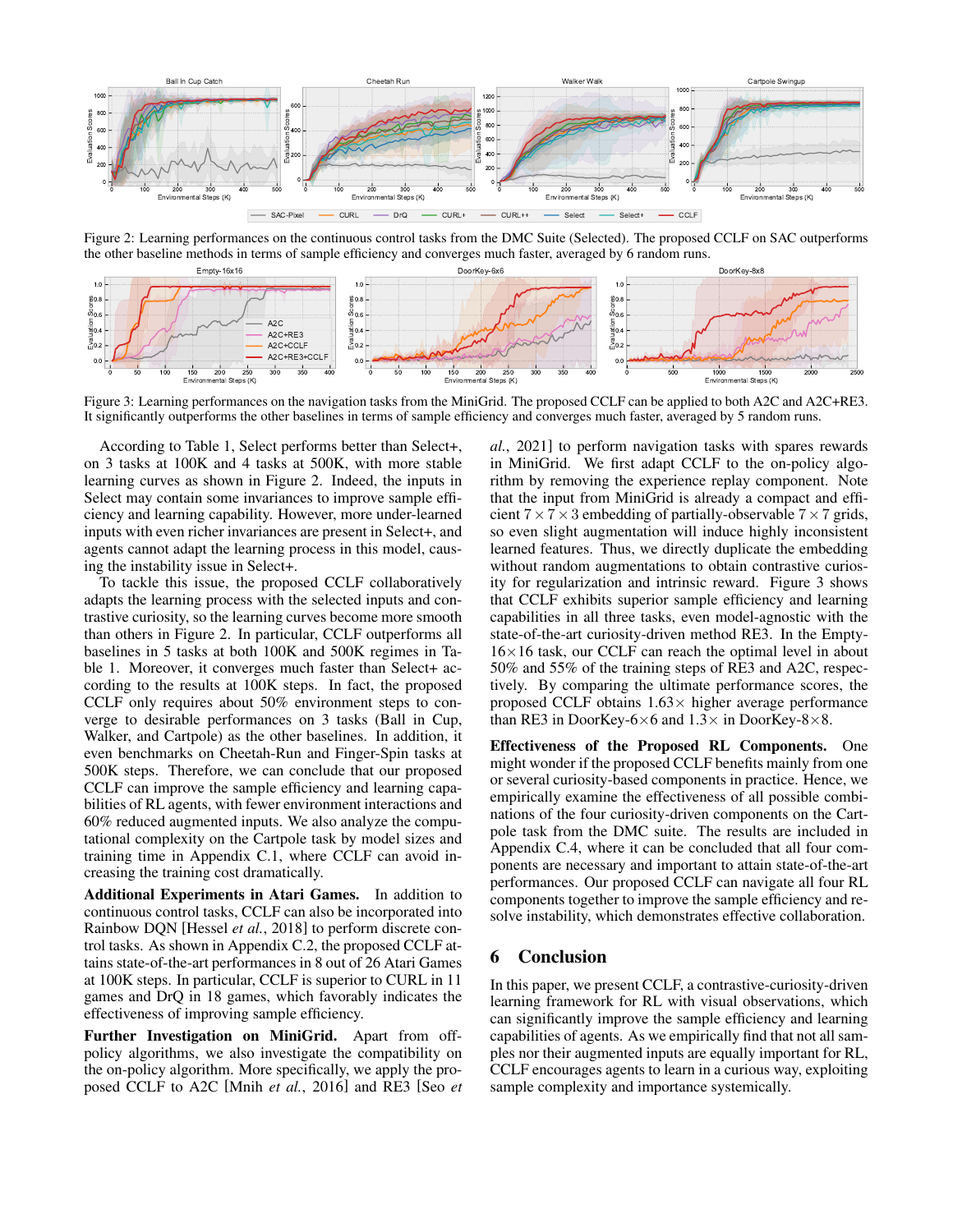Figure 2: Learning performances on the continuous control tasks from the DMC Suite (Selected). The proposed CCLF on SAC outperforms the other baseline methods in terms of sample efficiency and converges much faster, averaged by 6 random runs.

Figure 3: Learning performances on the navigation tasks from the MiniGrid. The proposed CCLF can be applied to both A2C and A2C+RE3. It significantly outperforms the other baselines in terms of sample efficiency and converges much faster, averaged by 5 random runs.

According to Table 1, Select performs better than Select+, on 3 tasks at 100K and 4 tasks at 500K, with more stable learning curves as shown in Figure 2. Indeed, the inputs in Select may contain some invariances to improve sample efficiency and learning capability. However, more under-learned inputs with even richer invariances are present in Select+, and agents cannot adapt the learning process in this model, causing the instability issue in Select+.

To tackle this issue, the proposed CCLF collaboratively adapts the learning process with the selected inputs and contrastive curiosity, so the learning curves become more smooth than others in Figure 2. In particular, CCLF outperforms all baselines in 5 tasks at both 100K and 500K regimes in Table 1. Moreover, it converges much faster than Select+ according to the results at 100K steps. In fact, the proposed CCLF only requires about 50% environment steps to converge to desirable performances on 3 tasks (Ball in Cup, Walker, and Cartpole) as the other baselines. In addition, it even benchmarks on Cheetah-Run and Finger-Spin tasks at 500K steps. Therefore, we can conclude that our proposed CCLF can improve the sample efficiency and learning capabilities of RL agents, with fewer environment interactions and 60% reduced augmented inputs. We also analyze the computational complexity on the Cartpole task by model sizes and training time in Appendix C.1, where CCLF can avoid increasing the training cost dramatically.

**Additional Experiments in Atari Games.** In addition to continuous control tasks, CCLF can also be incorporated into Rainbow DQN [Hessel *et al.*, 2018] to perform discrete control tasks. As shown in Appendix C.2, the proposed CCLF attains state-of-the-art performances in 8 out of 26 Atari Games at 100K steps. In particular, CCLF is superior to CURL in 11 games and DrQ in 18 games, which favorably indicates the effectiveness of improving sample efficiency.

**Further Investigation on MiniGrid.** Apart from off-policy algorithms, we also investigate the compatibility on the on-policy algorithm. More specifically, we apply the proposed CCLF to A2C [Mnih *et al.*, 2016] and RE3 [Seo *et al.*, 2021] to perform navigation tasks with spares rewards in MiniGrid. We first adapt CCLF to the on-policy algorithm by removing the experience replay component. Note that the input from MiniGrid is already a compact and efficient $7 \times 7 \times 3$ embedding of partially-observable $7 \times 7$ grids, so even slight augmentation will induce highly inconsistent learned features. Thus, we directly duplicate the embedding without random augmentations to obtain contrastive curiosity for regularization and intrinsic reward. Figure 3 shows that CCLF exhibits superior sample efficiency and learning capabilities in all three tasks, even model-agnostic with the state-of-the-art curiosity-driven method RE3. In the Empty-$16\times16$ task, our CCLF can reach the optimal level in about 50% and 55% of the training steps of RE3 and A2C, respectively. By comparing the ultimate performance scores, the proposed CCLF obtains $1.63\times$ higher average performance than RE3 in DoorKey-$6\times6$ and $1.3\times$ in DoorKey-$8\times8$.

**Effectiveness of the Proposed RL Components.** One might wonder if the proposed CCLF benefits mainly from one or several curiosity-based components in practice. Hence, we empirically examine the effectiveness of all possible combinations of the four curiosity-driven components on the Cartpole task from the DMC suite. The results are included in Appendix C.4, where it can be concluded that all four components are necessary and important to attain state-of-the-art performances. Our proposed CCLF can navigate all four RL components together to improve the sample efficiency and resolve instability, which demonstrates effective collaboration.

## 6 Conclusion

In this paper, we present CCLF, a contrastive-curiosity-driven learning framework for RL with visual observations, which can significantly improve the sample efficiency and learning capabilities of agents. As we empirically find that not all samples nor their augmented inputs are equally important for RL, CCLF encourages agents to learn in a curious way, exploiting sample complexity and importance systemically.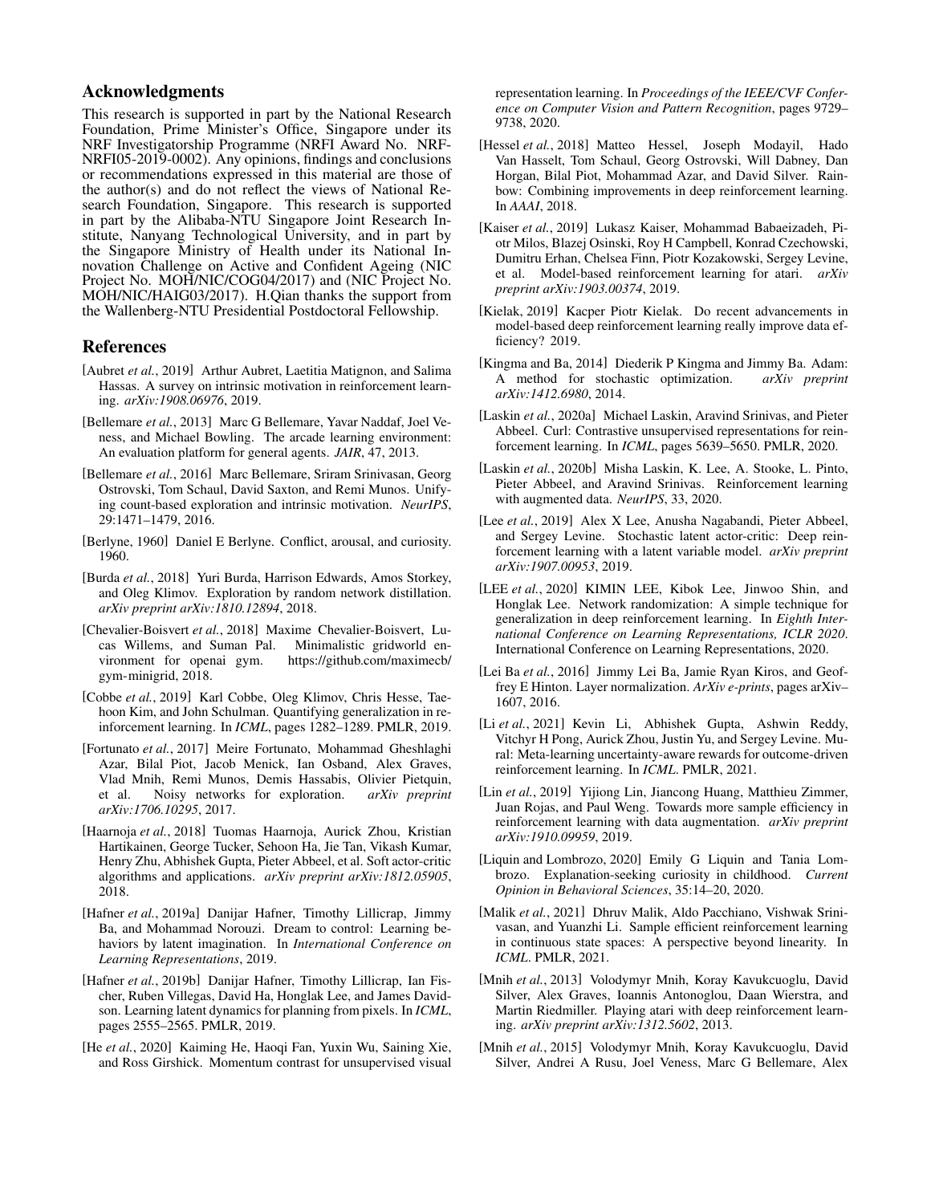## Acknowledgments

This research is supported in part by the National Research Foundation, Prime Minister's Office, Singapore under its NRF Investigatorship Programme (NRFI Award No. NRF-NRFI05-2019-0002). Any opinions, findings and conclusions or recommendations expressed in this material are those of the author(s) and do not reflect the views of National Research Foundation, Singapore. This research is supported in part by the Alibaba-NTU Singapore Joint Research Institute, Nanyang Technological University, and in part by the Singapore Ministry of Health under its National Innovation Challenge on Active and Confident Ageing (NIC Project No. MOH/NIC/COG04/2017) and (NIC Project No. MOH/NIC/HAIG03/2017). H.Qian thanks the support from the Wallenberg-NTU Presidential Postdoctoral Fellowship.

## References

[Aubret *et al.*, 2019] Arthur Aubret, Laetitia Matignon, and Salima Hassas. A survey on intrinsic motivation in reinforcement learning. *arXiv:1908.06976*, 2019.

[Bellemare *et al.*, 2013] Marc G Bellemare, Yavar Naddaf, Joel Veness, and Michael Bowling. The arcade learning environment: An evaluation platform for general agents. *JAIR*, 47, 2013.

[Bellemare *et al.*, 2016] Marc Bellemare, Sriram Srinivasan, Georg Ostrovski, Tom Schaul, David Saxton, and Remi Munos. Unifying count-based exploration and intrinsic motivation. *NeurIPS*, 29:1471–1479, 2016.

[Berlyne, 1960] Daniel E Berlyne. Conflict, arousal, and curiosity. 1960.

[Burda *et al.*, 2018] Yuri Burda, Harrison Edwards, Amos Storkey, and Oleg Klimov. Exploration by random network distillation. *arXiv preprint arXiv:1810.12894*, 2018.

[Chevalier-Boisvert *et al.*, 2018] Maxime Chevalier-Boisvert, Lucas Willems, and Suman Pal. Minimalistic gridworld environment for openai gym. https://github.com/maximecb/gym-minigrid, 2018.

[Cobbe *et al.*, 2019] Karl Cobbe, Oleg Klimov, Chris Hesse, Taehoon Kim, and John Schulman. Quantifying generalization in reinforcement learning. In *ICML*, pages 1282–1289. PMLR, 2019.

[Fortunato *et al.*, 2017] Meire Fortunato, Mohammad Gheshlaghi Azar, Bilal Piot, Jacob Menick, Ian Osband, Alex Graves, Vlad Mnih, Remi Munos, Demis Hassabis, Olivier Pietquin, et al. Noisy networks for exploration. *arXiv preprint arXiv:1706.10295*, 2017.

[Haarnoja *et al.*, 2018] Tuomas Haarnoja, Aurick Zhou, Kristian Hartikainen, George Tucker, Sehoon Ha, Jie Tan, Vikash Kumar, Henry Zhu, Abhishek Gupta, Pieter Abbeel, et al. Soft actor-critic algorithms and applications. *arXiv preprint arXiv:1812.05905*, 2018.

[Hafner *et al.*, 2019a] Danijar Hafner, Timothy Lillicrap, Jimmy Ba, and Mohammad Norouzi. Dream to control: Learning behaviors by latent imagination. In *International Conference on Learning Representations*, 2019.

[Hafner *et al.*, 2019b] Danijar Hafner, Timothy Lillicrap, Ian Fischer, Ruben Villegas, David Ha, Honglak Lee, and James Davidson. Learning latent dynamics for planning from pixels. In *ICML*, pages 2555–2565. PMLR, 2019.

[He *et al.*, 2020] Kaiming He, Haoqi Fan, Yuxin Wu, Saining Xie, and Ross Girshick. Momentum contrast for unsupervised visual representation learning. In *Proceedings of the IEEE/CVF Conference on Computer Vision and Pattern Recognition*, pages 9729–9738, 2020.

[Hessel *et al.*, 2018] Matteo Hessel, Joseph Modayil, Hado Van Hasselt, Tom Schaul, Georg Ostrovski, Will Dabney, Dan Horgan, Bilal Piot, Mohammad Azar, and David Silver. Rainbow: Combining improvements in deep reinforcement learning. In *AAAI*, 2018.

[Kaiser *et al.*, 2019] Lukasz Kaiser, Mohammad Babaeizadeh, Piotr Milos, Blazej Osinski, Roy H Campbell, Konrad Czechowski, Dumitru Erhan, Chelsea Finn, Piotr Kozakowski, Sergey Levine, et al. Model-based reinforcement learning for atari. *arXiv preprint arXiv:1903.00374*, 2019.

[Kielak, 2019] Kacper Piotr Kielak. Do recent advancements in model-based deep reinforcement learning really improve data efficiency? 2019.

[Kingma and Ba, 2014] Diederik P Kingma and Jimmy Ba. Adam: A method for stochastic optimization. *arXiv preprint arXiv:1412.6980*, 2014.

[Laskin *et al.*, 2020a] Michael Laskin, Aravind Srinivas, and Pieter Abbeel. Curl: Contrastive unsupervised representations for reinforcement learning. In *ICML*, pages 5639–5650. PMLR, 2020.

[Laskin *et al.*, 2020b] Misha Laskin, K. Lee, A. Stooke, L. Pinto, Pieter Abbeel, and Aravind Srinivas. Reinforcement learning with augmented data. *NeurIPS*, 33, 2020.

[Lee *et al.*, 2019] Alex X Lee, Anusha Nagabandi, Pieter Abbeel, and Sergey Levine. Stochastic latent actor-critic: Deep reinforcement learning with a latent variable model. *arXiv preprint arXiv:1907.00953*, 2019.

[LEE *et al.*, 2020] KIMIN LEE, Kibok Lee, Jinwoo Shin, and Honglak Lee. Network randomization: A simple technique for generalization in deep reinforcement learning. In *Eighth International Conference on Learning Representations, ICLR 2020*. International Conference on Learning Representations, 2020.

[Lei Ba *et al.*, 2016] Jimmy Lei Ba, Jamie Ryan Kiros, and Geoffrey E Hinton. Layer normalization. *ArXiv e-prints*, pages arXiv–1607, 2016.

[Li *et al.*, 2021] Kevin Li, Abhishek Gupta, Ashwin Reddy, Vitchyr H Pong, Aurick Zhou, Justin Yu, and Sergey Levine. Mural: Meta-learning uncertainty-aware rewards for outcome-driven reinforcement learning. In *ICML*. PMLR, 2021.

[Lin *et al.*, 2019] Yijiong Lin, Jiancong Huang, Matthieu Zimmer, Juan Rojas, and Paul Weng. Towards more sample efficiency in reinforcement learning with data augmentation. *arXiv preprint arXiv:1910.09959*, 2019.

[Liquin and Lombrozo, 2020] Emily G Liquin and Tania Lombrozo. Explanation-seeking curiosity in childhood. *Current Opinion in Behavioral Sciences*, 35:14–20, 2020.

[Malik *et al.*, 2021] Dhruv Malik, Aldo Pacchiano, Vishwak Srinivasan, and Yuanzhi Li. Sample efficient reinforcement learning in continuous state spaces: A perspective beyond linearity. In *ICML*. PMLR, 2021.

[Mnih *et al.*, 2013] Volodymyr Mnih, Koray Kavukcuoglu, David Silver, Alex Graves, Ioannis Antonoglou, Daan Wierstra, and Martin Riedmiller. Playing atari with deep reinforcement learning. *arXiv preprint arXiv:1312.5602*, 2013.

[Mnih *et al.*, 2015] Volodymyr Mnih, Koray Kavukcuoglu, David Silver, Andrei A Rusu, Joel Veness, Marc G Bellemare, Alex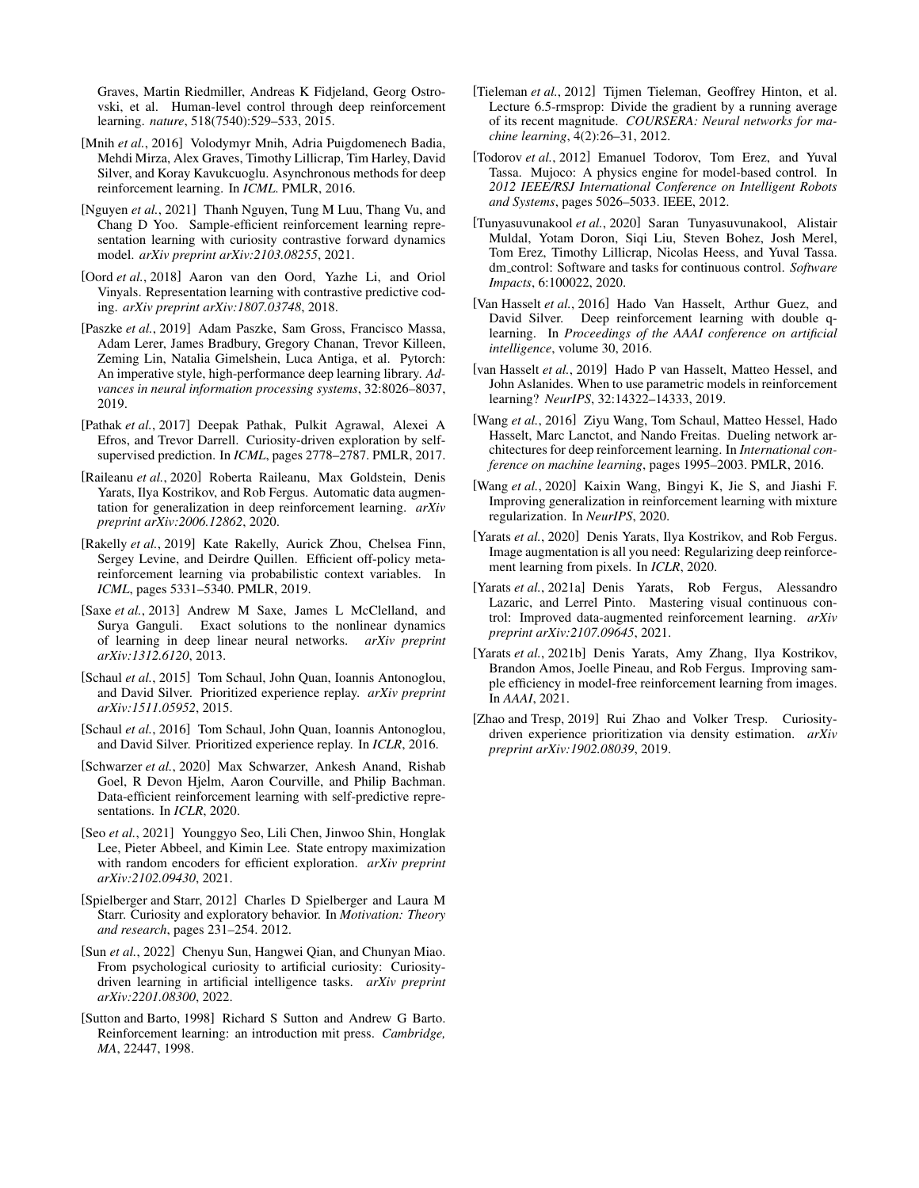Graves, Martin Riedmiller, Andreas K Fidjeland, Georg Ostrovski, et al. Human-level control through deep reinforcement learning. *nature*, 518(7540):529–533, 2015.

[Mnih *et al.*, 2016] Volodymyr Mnih, Adria Puigdomenech Badia, Mehdi Mirza, Alex Graves, Timothy Lillicrap, Tim Harley, David Silver, and Koray Kavukcuoglu. Asynchronous methods for deep reinforcement learning. In *ICML*. PMLR, 2016.

[Nguyen *et al.*, 2021] Thanh Nguyen, Tung M Luu, Thang Vu, and Chang D Yoo. Sample-efficient reinforcement learning representation learning with curiosity contrastive forward dynamics model. *arXiv preprint arXiv:2103.08255*, 2021.

[Oord *et al.*, 2018] Aaron van den Oord, Yazhe Li, and Oriol Vinyals. Representation learning with contrastive predictive coding. *arXiv preprint arXiv:1807.03748*, 2018.

[Paszke *et al.*, 2019] Adam Paszke, Sam Gross, Francisco Massa, Adam Lerer, James Bradbury, Gregory Chanan, Trevor Killeen, Zeming Lin, Natalia Gimelshein, Luca Antiga, et al. Pytorch: An imperative style, high-performance deep learning library. *Advances in neural information processing systems*, 32:8026–8037, 2019.

[Pathak *et al.*, 2017] Deepak Pathak, Pulkit Agrawal, Alexei A Efros, and Trevor Darrell. Curiosity-driven exploration by self-supervised prediction. In *ICML*, pages 2778–2787. PMLR, 2017.

[Raileanu *et al.*, 2020] Roberta Raileanu, Max Goldstein, Denis Yarats, Ilya Kostrikov, and Rob Fergus. Automatic data augmentation for generalization in deep reinforcement learning. *arXiv preprint arXiv:2006.12862*, 2020.

[Rakelly *et al.*, 2019] Kate Rakelly, Aurick Zhou, Chelsea Finn, Sergey Levine, and Deirdre Quillen. Efficient off-policy meta-reinforcement learning via probabilistic context variables. In *ICML*, pages 5331–5340. PMLR, 2019.

[Saxe *et al.*, 2013] Andrew M Saxe, James L McClelland, and Surya Ganguli. Exact solutions to the nonlinear dynamics of learning in deep linear neural networks. *arXiv preprint arXiv:1312.6120*, 2013.

[Schaul *et al.*, 2015] Tom Schaul, John Quan, Ioannis Antonoglou, and David Silver. Prioritized experience replay. *arXiv preprint arXiv:1511.05952*, 2015.

[Schaul *et al.*, 2016] Tom Schaul, John Quan, Ioannis Antonoglou, and David Silver. Prioritized experience replay. In *ICLR*, 2016.

[Schwarzer *et al.*, 2020] Max Schwarzer, Ankesh Anand, Rishab Goel, R Devon Hjelm, Aaron Courville, and Philip Bachman. Data-efficient reinforcement learning with self-predictive representations. In *ICLR*, 2020.

[Seo *et al.*, 2021] Younggyo Seo, Lili Chen, Jinwoo Shin, Honglak Lee, Pieter Abbeel, and Kimin Lee. State entropy maximization with random encoders for efficient exploration. *arXiv preprint arXiv:2102.09430*, 2021.

[Spielberger and Starr, 2012] Charles D Spielberger and Laura M Starr. Curiosity and exploratory behavior. In *Motivation: Theory and research*, pages 231–254. 2012.

[Sun *et al.*, 2022] Chenyu Sun, Hangwei Qian, and Chunyan Miao. From psychological curiosity to artificial curiosity: Curiosity-driven learning in artificial intelligence tasks. *arXiv preprint arXiv:2201.08300*, 2022.

[Sutton and Barto, 1998] Richard S Sutton and Andrew G Barto. Reinforcement learning: an introduction mit press. *Cambridge, MA*, 22447, 1998.

[Tieleman *et al.*, 2012] Tijmen Tieleman, Geoffrey Hinton, et al. Lecture 6.5-rmsprop: Divide the gradient by a running average of its recent magnitude. *COURSERA: Neural networks for machine learning*, 4(2):26–31, 2012.

[Todorov *et al.*, 2012] Emanuel Todorov, Tom Erez, and Yuval Tassa. Mujoco: A physics engine for model-based control. In *2012 IEEE/RSJ International Conference on Intelligent Robots and Systems*, pages 5026–5033. IEEE, 2012.

[Tunyasuvunakool *et al.*, 2020] Saran Tunyasuvunakool, Alistair Muldal, Yotam Doron, Siqi Liu, Steven Bohez, Josh Merel, Tom Erez, Timothy Lillicrap, Nicolas Heess, and Yuval Tassa. dm_control: Software and tasks for continuous control. *Software Impacts*, 6:100022, 2020.

[Van Hasselt *et al.*, 2016] Hado Van Hasselt, Arthur Guez, and David Silver. Deep reinforcement learning with double q-learning. In *Proceedings of the AAAI conference on artificial intelligence*, volume 30, 2016.

[van Hasselt *et al.*, 2019] Hado P van Hasselt, Matteo Hessel, and John Aslanides. When to use parametric models in reinforcement learning? *NeurIPS*, 32:14322–14333, 2019.

[Wang *et al.*, 2016] Ziyu Wang, Tom Schaul, Matteo Hessel, Hado Hasselt, Marc Lanctot, and Nando Freitas. Dueling network architectures for deep reinforcement learning. In *International conference on machine learning*, pages 1995–2003. PMLR, 2016.

[Wang *et al.*, 2020] Kaixin Wang, Bingyi K, Jie S, and Jiashi F. Improving generalization in reinforcement learning with mixture regularization. In *NeurIPS*, 2020.

[Yarats *et al.*, 2020] Denis Yarats, Ilya Kostrikov, and Rob Fergus. Image augmentation is all you need: Regularizing deep reinforcement learning from pixels. In *ICLR*, 2020.

[Yarats *et al.*, 2021a] Denis Yarats, Rob Fergus, Alessandro Lazaric, and Lerrel Pinto. Mastering visual continuous control: Improved data-augmented reinforcement learning. *arXiv preprint arXiv:2107.09645*, 2021.

[Yarats *et al.*, 2021b] Denis Yarats, Amy Zhang, Ilya Kostrikov, Brandon Amos, Joelle Pineau, and Rob Fergus. Improving sample efficiency in model-free reinforcement learning from images. In *AAAI*, 2021.

[Zhao and Tresp, 2019] Rui Zhao and Volker Tresp. Curiosity-driven experience prioritization via density estimation. *arXiv preprint arXiv:1902.08039*, 2019.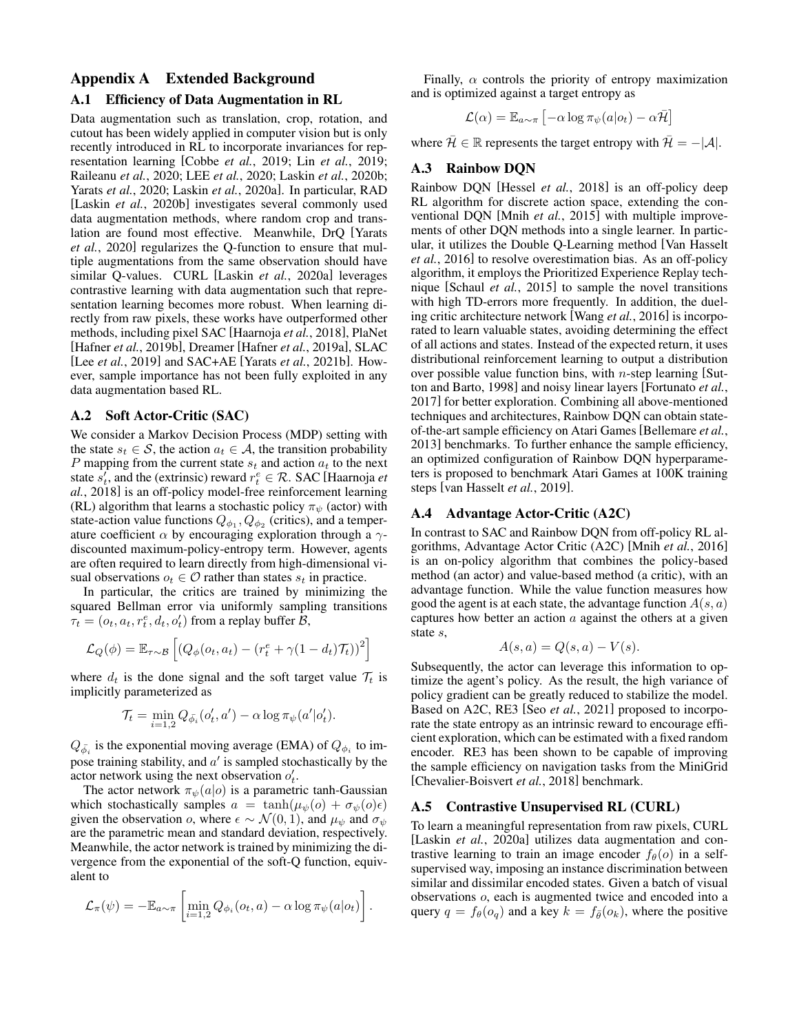## Appendix A Extended Background

### A.1 Efficiency of Data Augmentation in RL

Data augmentation such as translation, crop, rotation, and cutout has been widely applied in computer vision but is only recently introduced in RL to incorporate invariances for representation learning [Cobbe *et al.*, 2019; Lin *et al.*, 2019; Raileanu *et al.*, 2020; LEE *et al.*, 2020; Laskin *et al.*, 2020b; Yarats *et al.*, 2020; Laskin *et al.*, 2020a]. In particular, RAD [Laskin *et al.*, 2020b] investigates several commonly used data augmentation methods, where random crop and translation are found most effective. Meanwhile, DrQ [Yarats *et al.*, 2020] regularizes the Q-function to ensure that multiple augmentations from the same observation should have similar Q-values. CURL [Laskin *et al.*, 2020a] leverages contrastive learning with data augmentation such that representation learning becomes more robust. When learning directly from raw pixels, these works have outperformed other methods, including pixel SAC [Haarnoja *et al.*, 2018], PlaNet [Hafner *et al.*, 2019b], Dreamer [Hafner *et al.*, 2019a], SLAC [Lee *et al.*, 2019] and SAC+AE [Yarats *et al.*, 2021b]. However, sample importance has not been fully exploited in any data augmentation based RL.

### A.2 Soft Actor-Critic (SAC)

We consider a Markov Decision Process (MDP) setting with the state $s_t \in \mathcal{S}$, the action $a_t \in \mathcal{A}$, the transition probability $P$ mapping from the current state $s_t$ and action $a_t$ to the next state $s_t'$, and the (extrinsic) reward $r_t^e \in \mathcal{R}$. SAC [Haarnoja *et al.*, 2018] is an off-policy model-free reinforcement learning (RL) algorithm that learns a stochastic policy $\pi_\psi$ (actor) with state-action value functions $Q_{\phi_1}, Q_{\phi_2}$ (critics), and a temperature coefficient $\alpha$ by encouraging exploration through a $\gamma$-discounted maximum-policy-entropy term. However, agents are often required to learn directly from high-dimensional visual observations $o_t \in \mathcal{O}$ rather than states $s_t$ in practice.

In particular, the critics are trained by minimizing the squared Bellman error via uniformly sampling transitions $\tau_t = (o_t, a_t, r_t^e, d_t, o_t')$ from a replay buffer $\mathcal{B}$,

$$\mathcal{L}_Q(\phi) = \mathbb{E}_{\tau\sim\mathcal{B}}\left[\left(Q_\phi(o_t, a_t) - (r_t^e + \gamma(1-d_t)\mathcal{T}_t)\right)^2\right]$$

where $d_t$ is the done signal and the soft target value $\mathcal{T}_t$ is implicitly parameterized as

$$\mathcal{T}_t = \min_{i=1,2} Q_{\bar{\phi}_i}(o_t', a') - \alpha \log \pi_\psi(a'|o_t').$$

$Q_{\bar{\phi}_i}$ is the exponential moving average (EMA) of $Q_{\phi_i}$ to impose training stability, and $a'$ is sampled stochastically by the actor network using the next observation $o_t'$.

The actor network $\pi_\psi(a|o)$ is a parametric tanh-Gaussian which stochastically samples $a = \tanh(\mu_\psi(o) + \sigma_\psi(o)\epsilon)$ given the observation $o$, where $\epsilon \sim \mathcal{N}(0, 1)$, and $\mu_\psi$ and $\sigma_\psi$ are the parametric mean and standard deviation, respectively. Meanwhile, the actor network is trained by minimizing the divergence from the exponential of the soft-Q function, equivalent to

$$\mathcal{L}_\pi(\psi) = -\mathbb{E}_{a\sim\pi}\left[\min_{i=1,2} Q_{\phi_i}(o_t, a) - \alpha \log \pi_\psi(a|o_t)\right].$$

Finally, $\alpha$ controls the priority of entropy maximization and is optimized against a target entropy as

$$\mathcal{L}(\alpha) = \mathbb{E}_{a\sim\pi}\left[-\alpha \log \pi_\psi(a|o_t) - \alpha\bar{\mathcal{H}}\right]$$

where $\bar{\mathcal{H}} \in \mathbb{R}$ represents the target entropy with $\bar{\mathcal{H}} = -|\mathcal{A}|$.

### A.3 Rainbow DQN

Rainbow DQN [Hessel *et al.*, 2018] is an off-policy deep RL algorithm for discrete action space, extending the conventional DQN [Mnih *et al.*, 2015] with multiple improvements of other DQN methods into a single learner. In particular, it utilizes the Double Q-Learning method [Van Hasselt *et al.*, 2016] to resolve overestimation bias. As an off-policy algorithm, it employs the Prioritized Experience Replay technique [Schaul *et al.*, 2015] to sample the novel transitions with high TD-errors more frequently. In addition, the dueling critic architecture network [Wang *et al.*, 2016] is incorporated to learn valuable states, avoiding determining the effect of all actions and states. Instead of the expected return, it uses distributional reinforcement learning to output a distribution over possible value function bins, with $n$-step learning [Sutton and Barto, 1998] and noisy linear layers [Fortunato *et al.*, 2017] for better exploration. Combining all above-mentioned techniques and architectures, Rainbow DQN can obtain state-of-the-art sample efficiency on Atari Games [Bellemare *et al.*, 2013] benchmarks. To further enhance the sample efficiency, an optimized configuration of Rainbow DQN hyperparameters is proposed to benchmark Atari Games at 100K training steps [van Hasselt *et al.*, 2019].

### A.4 Advantage Actor-Critic (A2C)

In contrast to SAC and Rainbow DQN from off-policy RL algorithms, Advantage Actor Critic (A2C) [Mnih *et al.*, 2016] is an on-policy algorithm that combines the policy-based method (an actor) and value-based method (a critic), with an advantage function. While the value function measures how good the agent is at each state, the advantage function $A(s, a)$ captures how better an action $a$ against the others at a given state $s$,

$$A(s, a) = Q(s, a) - V(s).$$

Subsequently, the actor can leverage this information to optimize the agent's policy. As the result, the high variance of policy gradient can be greatly reduced to stabilize the model. Based on A2C, RE3 [Seo *et al.*, 2021] proposed to incorporate the state entropy as an intrinsic reward to encourage efficient exploration, which can be estimated with a fixed random encoder. RE3 has been shown to be capable of improving the sample efficiency on navigation tasks from the MiniGrid [Chevalier-Boisvert *et al.*, 2018] benchmark.

### A.5 Contrastive Unsupervised RL (CURL)

To learn a meaningful representation from raw pixels, CURL [Laskin *et al.*, 2020a] utilizes data augmentation and contrastive learning to train an image encoder $f_\theta(o)$ in a self-supervised way, imposing an instance discrimination between similar and dissimilar encoded states. Given a batch of visual observations $o$, each is augmented twice and encoded into a query $q = f_\theta(o_q)$ and a key $k = f_{\bar{\theta}}(o_k)$, where the positive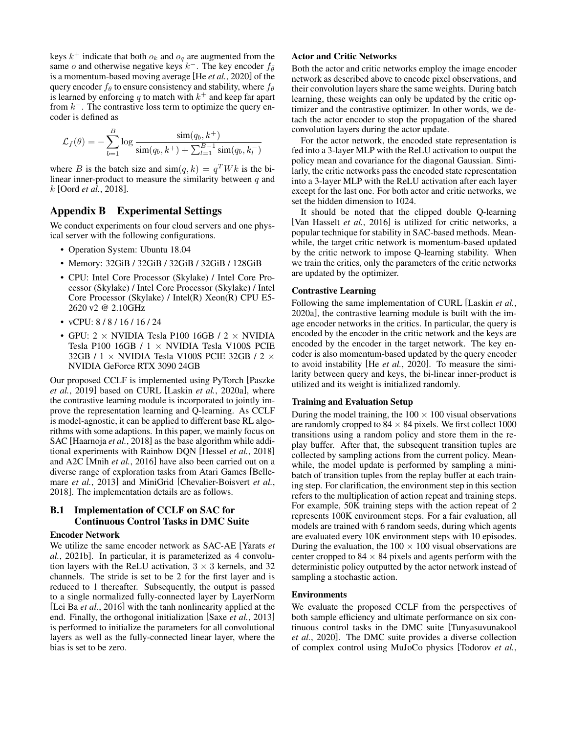keys $k^+$ indicate that both $o_k$ and $o_q$ are augmented from the same $o$ and otherwise negative keys $k^-$. The key encoder $f_{\bar{\theta}}$ is a momentum-based moving average [He *et al.*, 2020] of the query encoder $f_\theta$ to ensure consistency and stability, where $f_\theta$ is learned by enforcing $q$ to match with $k^+$ and keep far apart from $k^-$. The contrastive loss term to optimize the query encoder is defined as

$$\mathcal{L}_f(\theta) = -\sum_{b=1}^{B} \log \frac{\text{sim}(q_b, k^+)}{\text{sim}(q_b, k^+) + \sum_{l=1}^{B-1} \text{sim}(q_b, k_l^-)}$$

where $B$ is the batch size and $\text{sim}(q, k) = q^T W k$ is the bi-linear inner-product to measure the similarity between $q$ and $k$ [Oord *et al.*, 2018].

# Appendix B Experimental Settings

We conduct experiments on four cloud servers and one physical server with the following configurations.

- Operation System: Ubuntu 18.04
- Memory: 32GiB / 32GiB / 32GiB / 32GiB / 128GiB
- CPU: Intel Core Processor (Skylake) / Intel Core Processor (Skylake) / Intel Core Processor (Skylake) / Intel Core Processor (Skylake) / Intel(R) Xeon(R) CPU E5-2620 v2 @ 2.10GHz
- vCPU: 8 / 8 / 16 / 16 / 24
- GPU: 2 × NVIDIA Tesla P100 16GB / 2 × NVIDIA Tesla P100 16GB / 1 × NVIDIA Tesla V100S PCIE 32GB / 1 × NVIDIA Tesla V100S PCIE 32GB / 2 × NVIDIA GeForce RTX 3090 24GB

Our proposed CCLF is implemented using PyTorch [Paszke *et al.*, 2019] based on CURL [Laskin *et al.*, 2020a], where the contrastive learning module is incorporated to jointly improve the representation learning and Q-learning. As CCLF is model-agnostic, it can be applied to different base RL algorithms with some adaptions. In this paper, we mainly focus on SAC [Haarnoja *et al.*, 2018] as the base algorithm while additional experiments with Rainbow DQN [Hessel *et al.*, 2018] and A2C [Mnih *et al.*, 2016] have also been carried out on a diverse range of exploration tasks from Atari Games [Bellemare *et al.*, 2013] and MiniGrid [Chevalier-Boisvert *et al.*, 2018]. The implementation details are as follows.

## B.1 Implementation of CCLF on SAC for Continuous Control Tasks in DMC Suite

### Encoder Network

We utilize the same encoder network as SAC-AE [Yarats *et al.*, 2021b]. In particular, it is parameterized as 4 convolution layers with the ReLU activation, 3 × 3 kernels, and 32 channels. The stride is set to be 2 for the first layer and is reduced to 1 thereafter. Subsequently, the output is passed to a single normalized fully-connected layer by LayerNorm [Lei Ba *et al.*, 2016] with the tanh nonlinearity applied at the end. Finally, the orthogonal initialization [Saxe *et al.*, 2013] is performed to initialize the parameters for all convolutional layers as well as the fully-connected linear layer, where the bias is set to be zero.

### Actor and Critic Networks

Both the actor and critic networks employ the image encoder network as described above to encode pixel observations, and their convolution layers share the same weights. During batch learning, these weights can only be updated by the critic optimizer and the contrastive optimizer. In other words, we detach the actor encoder to stop the propagation of the shared convolution layers during the actor update.

For the actor network, the encoded state representation is fed into a 3-layer MLP with the ReLU activation to output the policy mean and covariance for the diagonal Gaussian. Similarly, the critic networks pass the encoded state representation into a 3-layer MLP with the ReLU activation after each layer except for the last one. For both actor and critic networks, we set the hidden dimension to 1024.

It should be noted that the clipped double Q-learning [Van Hasselt *et al.*, 2016] is utilized for critic networks, a popular technique for stability in SAC-based methods. Meanwhile, the target critic network is momentum-based updated by the critic network to impose Q-learning stability. When we train the critics, only the parameters of the critic networks are updated by the optimizer.

### Contrastive Learning

Following the same implementation of CURL [Laskin *et al.*, 2020a], the contrastive learning module is built with the image encoder networks in the critics. In particular, the query is encoded by the encoder in the critic network and the keys are encoded by the encoder in the target network. The key encoder is also momentum-based updated by the query encoder to avoid instability [He *et al.*, 2020]. To measure the similarity between query and keys, the bi-linear inner-product is utilized and its weight is initialized randomly.

### Training and Evaluation Setup

During the model training, the 100 × 100 visual observations are randomly cropped to 84 × 84 pixels. We first collect 1000 transitions using a random policy and store them in the replay buffer. After that, the subsequent transition tuples are collected by sampling actions from the current policy. Meanwhile, the model update is performed by sampling a mini-batch of transition tuples from the replay buffer at each training step. For clarification, the environment step in this section refers to the multiplication of action repeat and training steps. For example, 50K training steps with the action repeat of 2 represents 100K environment steps. For a fair evaluation, all models are trained with 6 random seeds, during which agents are evaluated every 10K environment steps with 10 episodes. During the evaluation, the 100 × 100 visual observations are center cropped to 84 × 84 pixels and agents perform with the deterministic policy outputted by the actor network instead of sampling a stochastic action.

### Environments

We evaluate the proposed CCLF from the perspectives of both sample efficiency and ultimate performance on six continuous control tasks in the DMC suite [Tunyasuvunakool *et al.*, 2020]. The DMC suite provides a diverse collection of complex control using MuJoCo physics [Todorov *et al.*,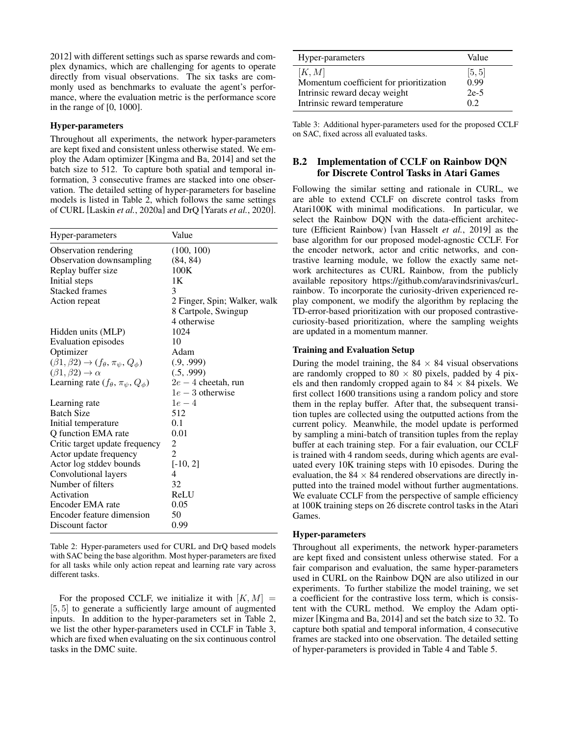2012] with different settings such as sparse rewards and complex dynamics, which are challenging for agents to operate directly from visual observations. The six tasks are commonly used as benchmarks to evaluate the agent's performance, where the evaluation metric is the performance score in the range of [0, 1000].

**Hyper-parameters**

Throughout all experiments, the network hyper-parameters are kept fixed and consistent unless otherwise stated. We employ the Adam optimizer [Kingma and Ba, 2014] and set the batch size to 512. To capture both spatial and temporal information, 3 consecutive frames are stacked into one observation. The detailed setting of hyper-parameters for baseline models is listed in Table 2, which follows the same settings of CURL [Laskin *et al.*, 2020a] and DrQ [Yarats *et al.*, 2020].

| Hyper-parameters | Value |
|---|---|
| Observation rendering | (100, 100) |
| Observation downsampling | (84, 84) |
| Replay buffer size | 100K |
| Initial steps | 1K |
| Stacked frames | 3 |
| Action repeat | 2 Finger, Spin; Walker, walk<br>8 Cartpole, Swingup<br>4 otherwise |
| Hidden units (MLP) | 1024 |
| Evaluation episodes | 10 |
| Optimizer | Adam |
| $(\beta 1, \beta 2) \rightarrow (f_\theta, \pi_\psi, Q_\phi)$ | (.9, .999) |
| $(\beta 1, \beta 2) \rightarrow \alpha$ | (.5, .999) |
| Learning rate $(f_\theta, \pi_\psi, Q_\phi)$ | $2e-4$ cheetah, run<br>$1e-3$ otherwise |
| Learning rate | $1e-4$ |
| Batch Size | 512 |
| Initial temperature | 0.1 |
| Q function EMA rate | 0.01 |
| Critic target update frequency | 2 |
| Actor update frequency | 2 |
| Actor log stddev bounds | [-10, 2] |
| Convolutional layers | 4 |
| Number of filters | 32 |
| Activation | ReLU |
| Encoder EMA rate | 0.05 |
| Encoder feature dimension | 50 |
| Discount factor | 0.99 |

Table 2: Hyper-parameters used for CURL and DrQ based models with SAC being the base algorithm. Most hyper-parameters are fixed for all tasks while only action repeat and learning rate vary across different tasks.

For the proposed CCLF, we initialize it with $[K, M] = [5, 5]$ to generate a sufficiently large amount of augmented inputs. In addition to the hyper-parameters set in Table 2, we list the other hyper-parameters used in CCLF in Table 3, which are fixed when evaluating on the six continuous control tasks in the DMC suite.

| Hyper-parameters | Value |
|---|---|
| $[K, M]$ | $[5, 5]$ |
| Momentum coefficient for prioritization | 0.99 |
| Intrinsic reward decay weight | 2e-5 |
| Intrinsic reward temperature | 0.2 |

Table 3: Additional hyper-parameters used for the proposed CCLF on SAC, fixed across all evaluated tasks.

## B.2 Implementation of CCLF on Rainbow DQN for Discrete Control Tasks in Atari Games

Following the similar setting and rationale in CURL, we are able to extend CCLF on discrete control tasks from Atari100K with minimal modifications. In particular, we select the Rainbow DQN with the data-efficient architecture (Efficient Rainbow) [van Hasselt *et al.*, 2019] as the base algorithm for our proposed model-agnostic CCLF. For the encoder network, actor and critic networks, and contrastive learning module, we follow the exactly same network architectures as CURL Rainbow, from the publicly available repository https://github.com/aravindsrinivas/curl_rainbow. To incorporate the curiosity-driven experienced replay component, we modify the algorithm by replacing the TD-error-based prioritization with our proposed contrastive-curiosity-based prioritization, where the sampling weights are updated in a momentum manner.

**Training and Evaluation Setup**

During the model training, the $84 \times 84$ visual observations are randomly cropped to $80 \times 80$ pixels, padded by 4 pixels and then randomly cropped again to $84 \times 84$ pixels. We first collect 1600 transitions using a random policy and store them in the replay buffer. After that, the subsequent transition tuples are collected using the outputted actions from the current policy. Meanwhile, the model update is performed by sampling a mini-batch of transition tuples from the replay buffer at each training step. For a fair evaluation, our CCLF is trained with 4 random seeds, during which agents are evaluated every 10K training steps with 10 episodes. During the evaluation, the $84 \times 84$ rendered observations are directly inputted into the trained model without further augmentations. We evaluate CCLF from the perspective of sample efficiency at 100K training steps on 26 discrete control tasks in the Atari Games.

**Hyper-parameters**

Throughout all experiments, the network hyper-parameters are kept fixed and consistent unless otherwise stated. For a fair comparison and evaluation, the same hyper-parameters used in CURL on the Rainbow DQN are also utilized in our experiments. To further stabilize the model training, we set a coefficient for the contrastive loss term, which is consistent with the CURL method. We employ the Adam optimizer [Kingma and Ba, 2014] and set the batch size to 32. To capture both spatial and temporal information, 4 consecutive frames are stacked into one observation. The detailed setting of hyper-parameters is provided in Table 4 and Table 5.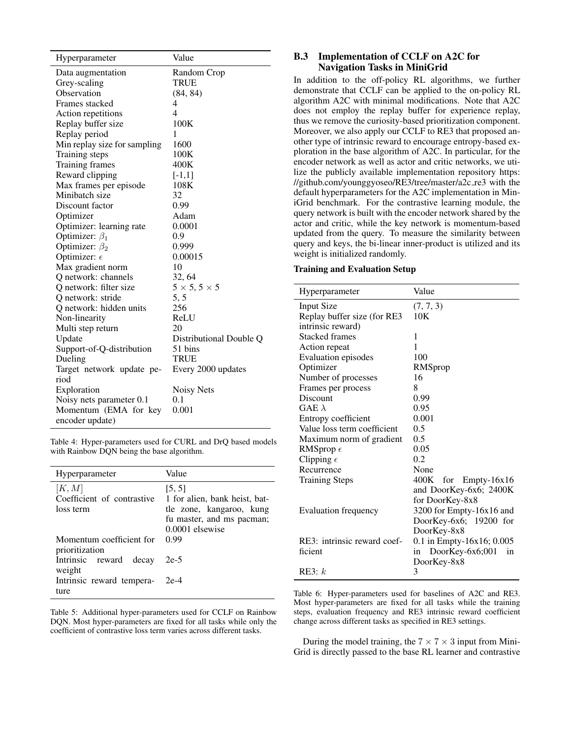| Hyperparameter | Value |
| --- | --- |
| Data augmentation | Random Crop |
| Grey-scaling | TRUE |
| Observation | (84, 84) |
| Frames stacked | 4 |
| Action repetitions | 4 |
| Replay buffer size | 100K |
| Replay period | 1 |
| Min replay size for sampling | 1600 |
| Training steps | 100K |
| Training frames | 400K |
| Reward clipping | [-1,1] |
| Max frames per episode | 108K |
| Minibatch size | 32 |
| Discount factor | 0.99 |
| Optimizer | Adam |
| Optimizer: learning rate | 0.0001 |
| Optimizer: $\beta_1$ | 0.9 |
| Optimizer: $\beta_2$ | 0.999 |
| Optimizer: $\epsilon$ | 0.00015 |
| Max gradient norm | 10 |
| Q network: channels | 32, 64 |
| Q network: filter size | $5 \times 5, 5 \times 5$ |
| Q network: stride | 5, 5 |
| Q network: hidden units | 256 |
| Non-linearity | ReLU |
| Multi step return | 20 |
| Update | Distributional Double Q |
| Support-of-Q-distribution | 51 bins |
| Dueling | TRUE |
| Target network update period | Every 2000 updates |
| Exploration | Noisy Nets |
| Noisy nets parameter 0.1 | 0.1 |
| Momentum (EMA for key encoder update) | 0.001 |

Table 4: Hyper-parameters used for CURL and DrQ based models with Rainbow DQN being the base algorithm.

| Hyperparameter | Value |
| --- | --- |
| $[K, M]$ | [5, 5] |
| Coefficient of contrastive loss term | 1 for alien, bank heist, battle zone, kangaroo, kung fu master, and ms pacman; 0.0001 elsewise |
| Momentum coefficient for prioritization | 0.99 |
| Intrinsic reward decay weight | 2e-5 |
| Intrinsic reward temperature | 2e-4 |

Table 5: Additional hyper-parameters used for CCLF on Rainbow DQN. Most hyper-parameters are fixed for all tasks while only the coefficient of contrastive loss term varies across different tasks.

### B.3 Implementation of CCLF on A2C for Navigation Tasks in MiniGrid

In addition to the off-policy RL algorithms, we further demonstrate that CCLF can be applied to the on-policy RL algorithm A2C with minimal modifications. Note that A2C does not employ the replay buffer for experience replay, thus we remove the curiosity-based prioritization component. Moreover, we also apply our CCLF to RE3 that proposed another type of intrinsic reward to encourage entropy-based exploration in the base algorithm of A2C. In particular, for the encoder network as well as actor and critic networks, we utilize the publicly available implementation repository https://github.com/younggyoseo/RE3/tree/master/a2c_re3 with the default hyperparameters for the A2C implementation in MiniGrid benchmark. For the contrastive learning module, the query network is built with the encoder network shared by the actor and critic, while the key network is momentum-based updated from the query. To measure the similarity between query and keys, the bi-linear inner-product is utilized and its weight is initialized randomly.

**Training and Evaluation Setup**

| Hyperparameter | Value |
| --- | --- |
| Input Size | (7, 7, 3) |
| Replay buffer size (for RE3 intrinsic reward) | 10K |
| Stacked frames | 1 |
| Action repeat | 1 |
| Evaluation episodes | 100 |
| Optimizer | RMSprop |
| Number of processes | 16 |
| Frames per process | 8 |
| Discount | 0.99 |
| GAE $\lambda$ | 0.95 |
| Entropy coefficient | 0.001 |
| Value loss term coefficient | 0.5 |
| Maximum norm of gradient | 0.5 |
| RMSprop $\epsilon$ | 0.05 |
| Clipping $\epsilon$ | 0.2 |
| Recurrence | None |
| Training Steps | 400K for Empty-16x16 and DoorKey-6x6; 2400K for DoorKey-8x8 |
| Evaluation frequency | 3200 for Empty-16x16 and DoorKey-6x6; 19200 for DoorKey-8x8 |
| RE3: intrinsic reward coefficient | 0.1 in Empty-16x16; 0.005 in DoorKey-6x6;001 in DoorKey-8x8 |
| RE3: $k$ | 3 |

Table 6: Hyper-parameters used for baselines of A2C and RE3. Most hyper-parameters are fixed for all tasks while the training steps, evaluation frequency and RE3 intrinsic reward coefficient change across different tasks as specified in RE3 settings.

During the model training, the $7 \times 7 \times 3$ input from MiniGrid is directly passed to the base RL learner and contrastive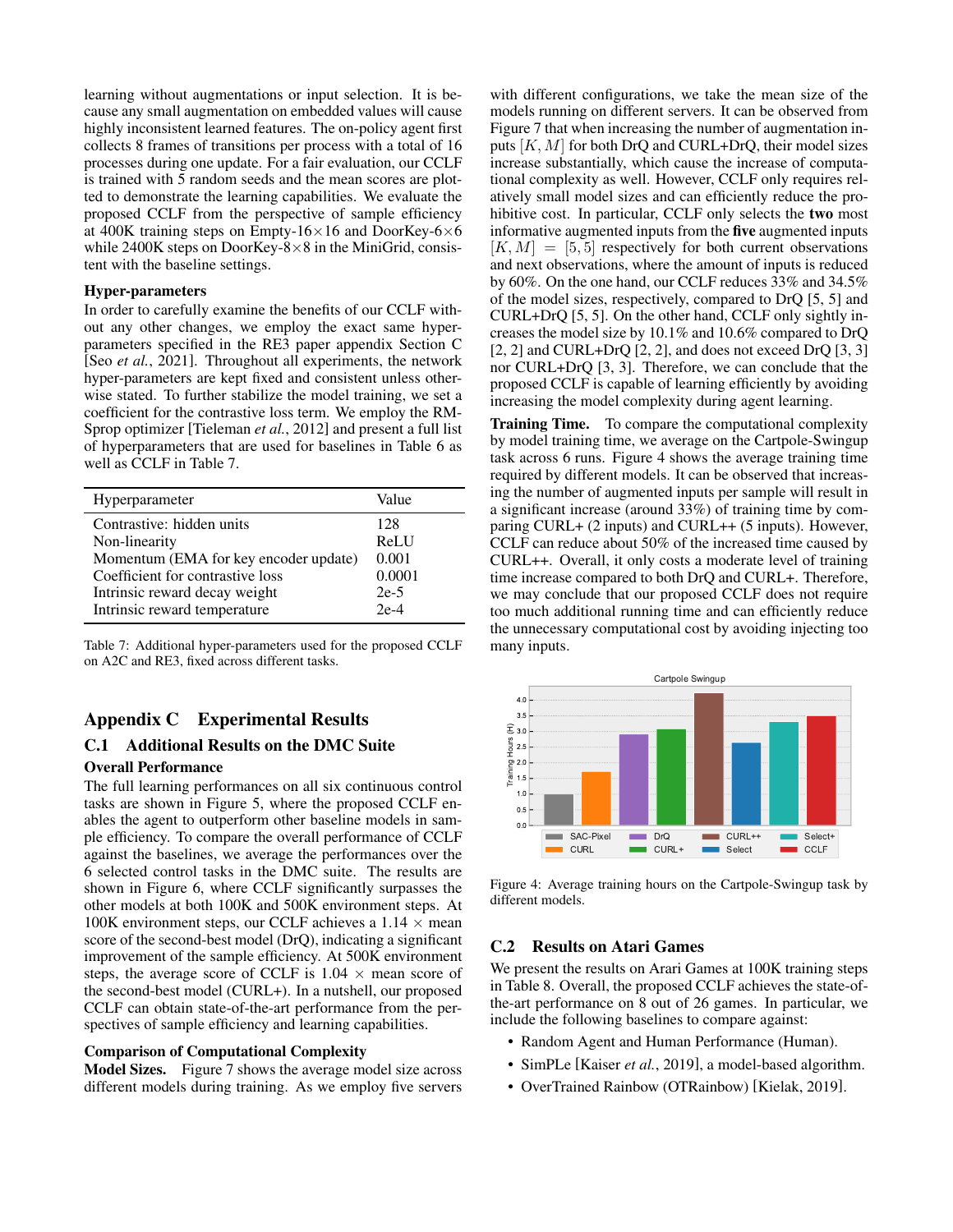learning without augmentations or input selection. It is because any small augmentation on embedded values will cause highly inconsistent learned features. The on-policy agent first collects 8 frames of transitions per process with a total of 16 processes during one update. For a fair evaluation, our CCLF is trained with 5 random seeds and the mean scores are plotted to demonstrate the learning capabilities. We evaluate the proposed CCLF from the perspective of sample efficiency at 400K training steps on Empty-16×16 and DoorKey-6×6 while 2400K steps on DoorKey-8×8 in the MiniGrid, consistent with the baseline settings.

### Hyper-parameters

In order to carefully examine the benefits of our CCLF without any other changes, we employ the exact same hyper-parameters specified in the RE3 paper appendix Section C [Seo *et al.*, 2021]. Throughout all experiments, the network hyper-parameters are kept fixed and consistent unless otherwise stated. To further stabilize the model training, we set a coefficient for the contrastive loss term. We employ the RMSprop optimizer [Tieleman *et al.*, 2012] and present a full list of hyperparameters that are used for baselines in Table 6 as well as CCLF in Table 7.

| Hyperparameter | Value |
|---|---|
| Contrastive: hidden units | 128 |
| Non-linearity | ReLU |
| Momentum (EMA for key encoder update) | 0.001 |
| Coefficient for contrastive loss | 0.0001 |
| Intrinsic reward decay weight | 2e-5 |
| Intrinsic reward temperature | 2e-4 |

Table 7: Additional hyper-parameters used for the proposed CCLF on A2C and RE3, fixed across different tasks.

# Appendix C Experimental Results

## C.1 Additional Results on the DMC Suite

### Overall Performance

The full learning performances on all six continuous control tasks are shown in Figure 5, where the proposed CCLF enables the agent to outperform other baseline models in sample efficiency. To compare the overall performance of CCLF against the baselines, we average the performances over the 6 selected control tasks in the DMC suite. The results are shown in Figure 6, where CCLF significantly surpasses the other models at both 100K and 500K environment steps. At 100K environment steps, our CCLF achieves a 1.14 × mean score of the second-best model (DrQ), indicating a significant improvement of the sample efficiency. At 500K environment steps, the average score of CCLF is 1.04 × mean score of the second-best model (CURL+). In a nutshell, our proposed CCLF can obtain state-of-the-art performance from the perspectives of sample efficiency and learning capabilities.

### Comparison of Computational Complexity

**Model Sizes.** Figure 7 shows the average model size across different models during training. As we employ five servers with different configurations, we take the mean size of the models running on different servers. It can be observed from Figure 7 that when increasing the number of augmentation inputs $[K, M]$ for both DrQ and CURL+DrQ, their model sizes increase substantially, which cause the increase of computational complexity as well. However, CCLF only requires relatively small model sizes and can efficiently reduce the prohibitive cost. In particular, CCLF only selects the **two** most informative augmented inputs from the **five** augmented inputs $[K, M] = [5, 5]$ respectively for both current observations and next observations, where the amount of inputs is reduced by 60%. On the one hand, our CCLF reduces 33% and 34.5% of the model sizes, respectively, compared to DrQ [5, 5] and CURL+DrQ [5, 5]. On the other hand, CCLF only slightly increases the model size by 10.1% and 10.6% compared to DrQ [2, 2] and CURL+DrQ [2, 2], and does not exceed DrQ [3, 3] nor CURL+DrQ [3, 3]. Therefore, we can conclude that the proposed CCLF is capable of learning efficiently by avoiding increasing the model complexity during agent learning.

**Training Time.** To compare the computational complexity by model training time, we average on the Cartpole-Swingup task across 6 runs. Figure 4 shows the average training time required by different models. It can be observed that increasing the number of augmented inputs per sample will result in a significant increase (around 33%) of training time by comparing CURL+ (2 inputs) and CURL++ (5 inputs). However, CCLF can reduce about 50% of the increased time caused by CURL++. Overall, it only costs a moderate level of training time increase compared to both DrQ and CURL+. Therefore, we may conclude that our proposed CCLF does not require too much additional running time and can efficiently reduce the unnecessary computational cost by avoiding injecting too many inputs.

Figure 4: Average training hours on the Cartpole-Swingup task by different models.

## C.2 Results on Atari Games

We present the results on Arari Games at 100K training steps in Table 8. Overall, the proposed CCLF achieves the state-of-the-art performance on 8 out of 26 games. In particular, we include the following baselines to compare against:

- Random Agent and Human Performance (Human).
- SimPLe [Kaiser *et al.*, 2019], a model-based algorithm.
- OverTrained Rainbow (OTRainbow) [Kielak, 2019].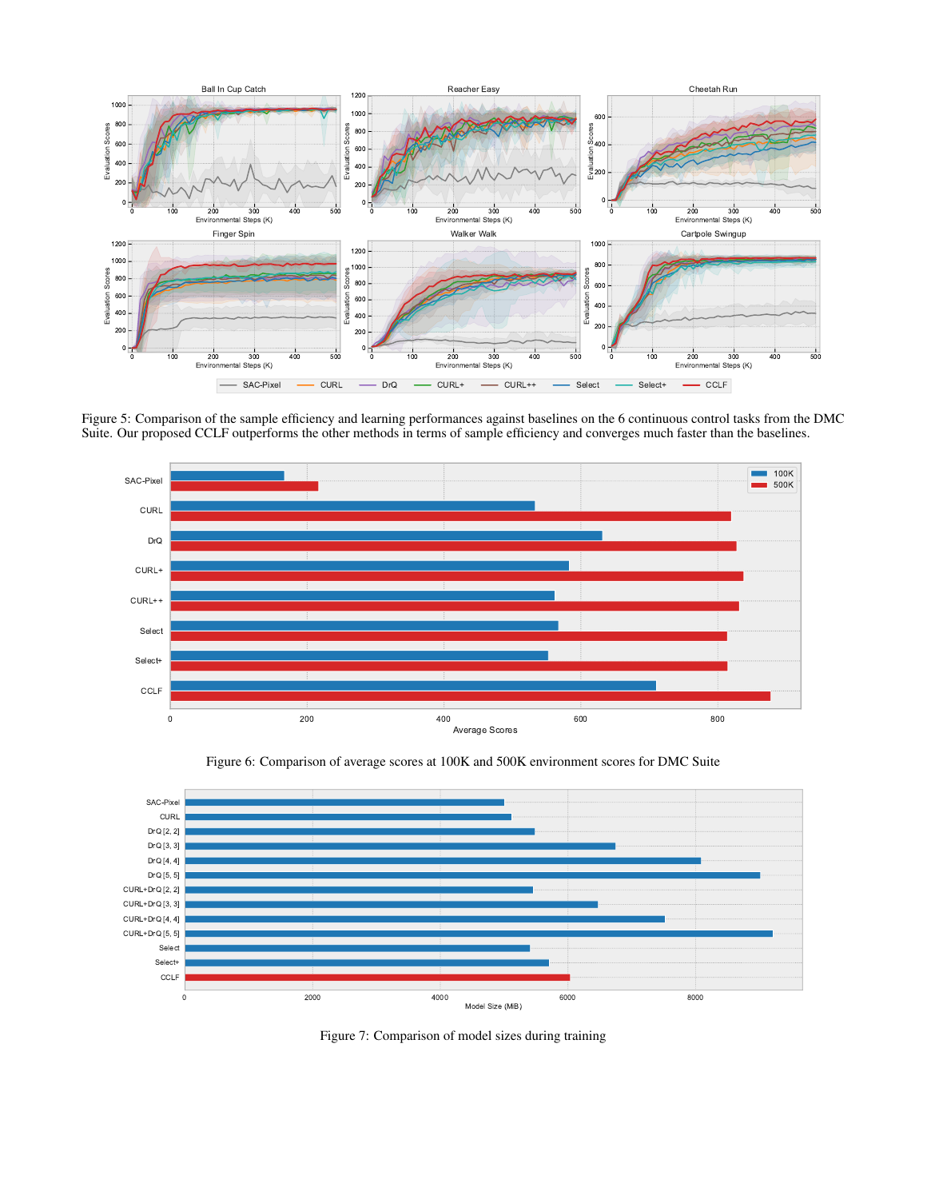Figure 5: Comparison of the sample efficiency and learning performances against baselines on the 6 continuous control tasks from the DMC Suite. Our proposed CCLF outperforms the other methods in terms of sample efficiency and converges much faster than the baselines.

Figure 6: Comparison of average scores at 100K and 500K environment scores for DMC Suite

Figure 7: Comparison of model sizes during training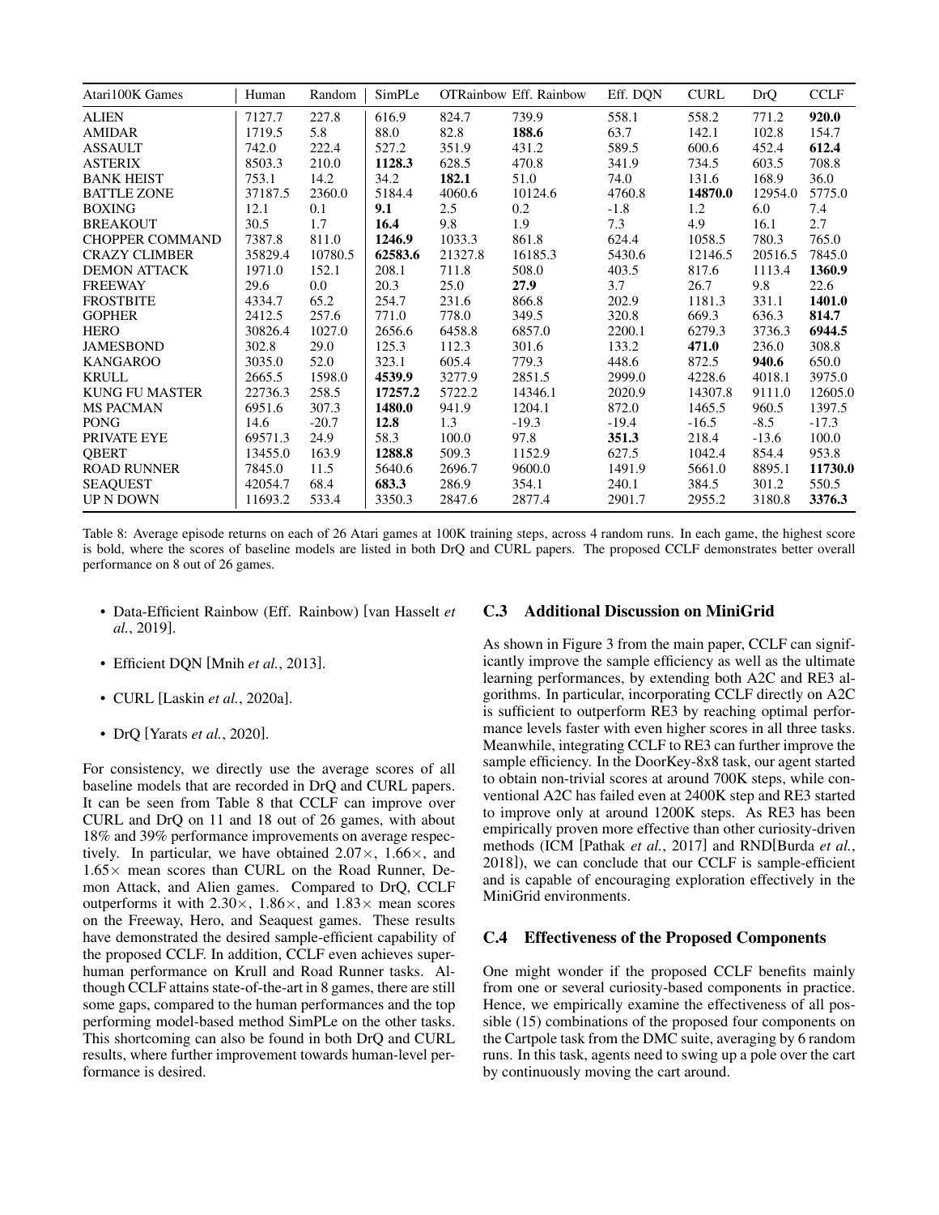| Atari100K Games | Human | Random | SimPLe | OTRainbow | Eff. Rainbow | Eff. DQN | CURL | DrQ | CCLF |
|---|---|---|---|---|---|---|---|---|---|
| ALIEN | 7127.7 | 227.8 | 616.9 | 824.7 | 739.9 | 558.1 | 558.2 | 771.2 | **920.0** |
| AMIDAR | 1719.5 | 5.8 | 88.0 | 82.8 | **188.6** | 63.7 | 142.1 | 102.8 | 154.7 |
| ASSAULT | 742.0 | 222.4 | 527.2 | 351.9 | 431.2 | 589.5 | 600.6 | 452.4 | **612.4** |
| ASTERIX | 8503.3 | 210.0 | **1128.3** | 628.5 | 470.8 | 341.9 | 734.5 | 603.5 | 708.8 |
| BANK HEIST | 753.1 | 14.2 | 34.2 | **182.1** | 51.0 | 74.0 | 131.6 | 168.9 | 36.0 |
| BATTLE ZONE | 37187.5 | 2360.0 | 5184.4 | 4060.6 | 10124.6 | 4760.8 | **14870.0** | 12954.0 | 5775.0 |
| BOXING | 12.1 | 0.1 | **9.1** | 2.5 | 0.2 | -1.8 | 1.2 | 6.0 | 7.4 |
| BREAKOUT | 30.5 | 1.7 | **16.4** | 9.8 | 1.9 | 7.3 | 4.9 | 16.1 | 2.7 |
| CHOPPER COMMAND | 7387.8 | 811.0 | **1246.9** | 1033.3 | 861.8 | 624.4 | 1058.5 | 780.3 | 765.0 |
| CRAZY CLIMBER | 35829.4 | 10780.5 | **62583.6** | 21327.8 | 16185.3 | 5430.6 | 12146.5 | 20516.5 | 7845.0 |
| DEMON ATTACK | 1971.0 | 152.1 | 208.1 | 711.8 | 508.0 | 403.5 | 817.6 | 1113.4 | **1360.9** |
| FREEWAY | 29.6 | 0.0 | 20.3 | 25.0 | **27.9** | 3.7 | 26.7 | 9.8 | 22.6 |
| FROSTBITE | 4334.7 | 65.2 | 254.7 | 231.6 | 866.8 | 202.9 | 1181.3 | 331.1 | **1401.0** |
| GOPHER | 2412.5 | 257.6 | 771.0 | 778.0 | 349.5 | 320.8 | 669.3 | 636.3 | **814.7** |
| HERO | 30826.4 | 1027.0 | 2656.6 | 6458.8 | 6857.0 | 2200.1 | 6279.3 | 3736.3 | **6944.5** |
| JAMESBOND | 302.8 | 29.0 | 125.3 | 112.3 | 301.6 | 133.2 | **471.0** | 236.0 | 308.8 |
| KANGAROO | 3035.0 | 52.0 | 323.1 | 605.4 | 779.3 | 448.6 | 872.5 | **940.6** | 650.0 |
| KRULL | 2665.5 | 1598.0 | **4539.9** | 3277.9 | 2851.5 | 2999.0 | 4228.6 | 4018.1 | 3975.0 |
| KUNG FU MASTER | 22736.3 | 258.5 | **17257.2** | 5722.2 | 14346.1 | 2020.9 | 14307.8 | 9111.0 | 12605.0 |
| MS PACMAN | 6951.6 | 307.3 | **1480.0** | 941.9 | 1204.1 | 872.0 | 1465.5 | 960.5 | 1397.5 |
| PONG | 14.6 | -20.7 | **12.8** | 1.3 | -19.3 | -19.4 | -16.5 | -8.5 | -17.3 |
| PRIVATE EYE | 69571.3 | 24.9 | 58.3 | 100.0 | 97.8 | **351.3** | 218.4 | -13.6 | 100.0 |
| QBERT | 13455.0 | 163.9 | **1288.8** | 509.3 | 1152.9 | 627.5 | 1042.4 | 854.4 | 953.8 |
| ROAD RUNNER | 7845.0 | 11.5 | 5640.6 | 2696.7 | 9600.0 | 1491.9 | 5661.0 | 8895.1 | **11730.0** |
| SEAQUEST | 42054.7 | 68.4 | **683.3** | 286.9 | 354.1 | 240.1 | 384.5 | 301.2 | 550.5 |
| UP N DOWN | 11693.2 | 533.4 | 3350.3 | 2847.6 | 2877.4 | 2901.7 | 2955.2 | 3180.8 | **3376.3** |

Table 8: Average episode returns on each of 26 Atari games at 100K training steps, across 4 random runs. In each game, the highest score is bold, where the scores of baseline models are listed in both DrQ and CURL papers. The proposed CCLF demonstrates better overall performance on 8 out of 26 games.

- Data-Efficient Rainbow (Eff. Rainbow) [van Hasselt *et al.*, 2019].
- Efficient DQN [Mnih *et al.*, 2013].
- CURL [Laskin *et al.*, 2020a].
- DrQ [Yarats *et al.*, 2020].

For consistency, we directly use the average scores of all baseline models that are recorded in DrQ and CURL papers. It can be seen from Table 8 that CCLF can improve over CURL and DrQ on 11 and 18 out of 26 games, with about 18% and 39% performance improvements on average respectively. In particular, we have obtained $2.07\times$, $1.66\times$, and $1.65\times$ mean scores than CURL on the Road Runner, Demon Attack, and Alien games. Compared to DrQ, CCLF outperforms it with $2.30\times$, $1.86\times$, and $1.83\times$ mean scores on the Freeway, Hero, and Seaquest games. These results have demonstrated the desired sample-efficient capability of the proposed CCLF. In addition, CCLF even achieves superhuman performance on Krull and Road Runner tasks. Although CCLF attains state-of-the-art in 8 games, there are still some gaps, compared to the human performances and the top performing model-based method SimPLe on the other tasks. This shortcoming can also be found in both DrQ and CURL results, where further improvement towards human-level performance is desired.

### C.3 Additional Discussion on MiniGrid

As shown in Figure 3 from the main paper, CCLF can significantly improve the sample efficiency as well as the ultimate learning performances, by extending both A2C and RE3 algorithms. In particular, incorporating CCLF directly on A2C is sufficient to outperform RE3 by reaching optimal performance levels faster with even higher scores in all three tasks. Meanwhile, integrating CCLF to RE3 can further improve the sample efficiency. In the DoorKey-8x8 task, our agent started to obtain non-trivial scores at around 700K steps, while conventional A2C has failed even at 2400K step and RE3 started to improve only at around 1200K steps. As RE3 has been empirically proven more effective than other curiosity-driven methods (ICM [Pathak *et al.*, 2017] and RND[Burda *et al.*, 2018]), we can conclude that our CCLF is sample-efficient and is capable of encouraging exploration effectively in the MiniGrid environments.

### C.4 Effectiveness of the Proposed Components

One might wonder if the proposed CCLF benefits mainly from one or several curiosity-based components in practice. Hence, we empirically examine the effectiveness of all possible (15) combinations of the proposed four components on the Cartpole task from the DMC suite, averaging by 6 random runs. In this task, agents need to swing up a pole over the cart by continuously moving the cart around.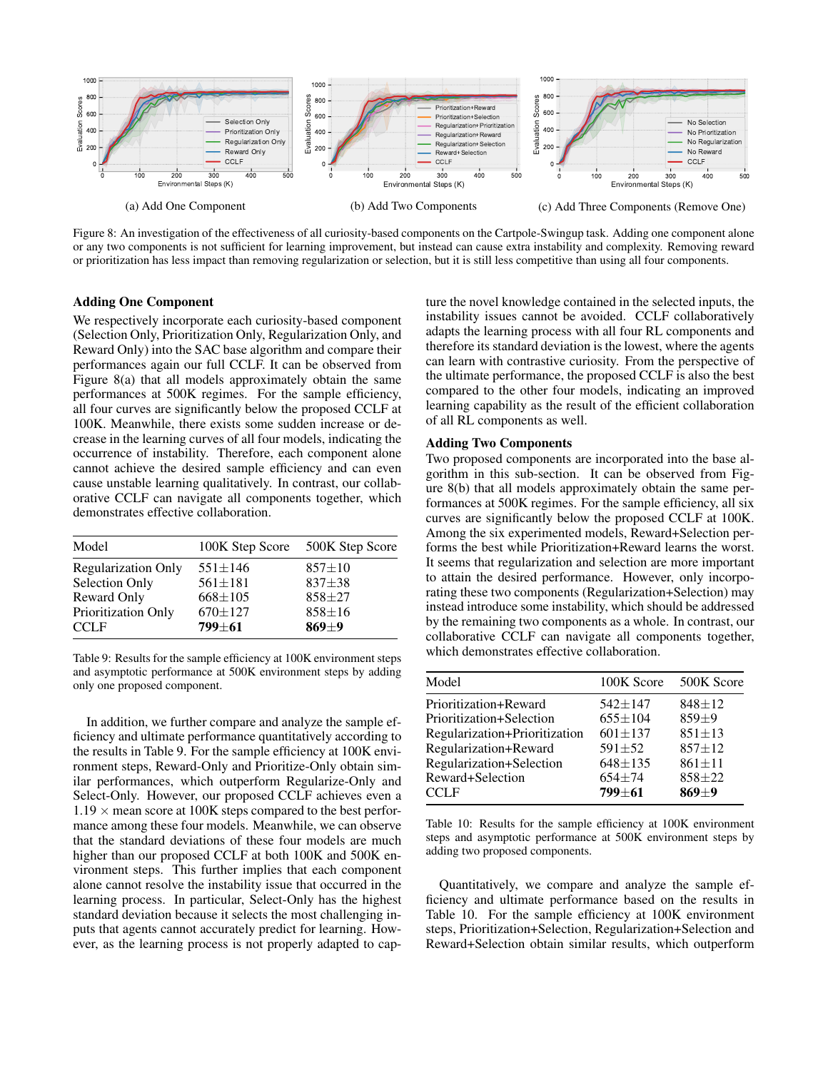(a) Add One Component

(b) Add Two Components

(c) Add Three Components (Remove One)

Figure 8: An investigation of the effectiveness of all curiosity-based components on the Cartpole-Swingup task. Adding one component alone or any two components is not sufficient for learning improvement, but instead can cause extra instability and complexity. Removing reward or prioritization has less impact than removing regularization or selection, but it is still less competitive than using all four components.

### Adding One Component

We respectively incorporate each curiosity-based component (Selection Only, Prioritization Only, Regularization Only, and Reward Only) into the SAC base algorithm and compare their performances again our full CCLF. It can be observed from Figure 8(a) that all models approximately obtain the same performances at 500K regimes. For the sample efficiency, all four curves are significantly below the proposed CCLF at 100K. Meanwhile, there exists some sudden increase or decrease in the learning curves of all four models, indicating the occurrence of instability. Therefore, each component alone cannot achieve the desired sample efficiency and can even cause unstable learning qualitatively. In contrast, our collaborative CCLF can navigate all components together, which demonstrates effective collaboration.

| Model | 100K Step Score | 500K Step Score |
|---|---|---|
| Regularization Only | 551±146 | 857±10 |
| Selection Only | 561±181 | 837±38 |
| Reward Only | 668±105 | 858±27 |
| Prioritization Only | 670±127 | 858±16 |
| CCLF | **799±61** | **869±9** |

Table 9: Results for the sample efficiency at 100K environment steps and asymptotic performance at 500K environment steps by adding only one proposed component.

In addition, we further compare and analyze the sample efficiency and ultimate performance quantitatively according to the results in Table 9. For the sample efficiency at 100K environment steps, Reward-Only and Prioritize-Only obtain similar performances, which outperform Regularize-Only and Select-Only. However, our proposed CCLF achieves even a $1.19\times$ mean score at 100K steps compared to the best performance among these four models. Meanwhile, we can observe that the standard deviations of these four models are much higher than our proposed CCLF at both 100K and 500K environment steps. This further implies that each component alone cannot resolve the instability issue that occurred in the learning process. In particular, Select-Only has the highest standard deviation because it selects the most challenging inputs that agents cannot accurately predict for learning. However, as the learning process is not properly adapted to capture the novel knowledge contained in the selected inputs, the instability issues cannot be avoided. CCLF collaboratively adapts the learning process with all four RL components and therefore its standard deviation is the lowest, where the agents can learn with contrastive curiosity. From the perspective of the ultimate performance, the proposed CCLF is also the best compared to the other four models, indicating an improved learning capability as the result of the efficient collaboration of all RL components as well.

### Adding Two Components

Two proposed components are incorporated into the base algorithm in this sub-section. It can be observed from Figure 8(b) that all models approximately obtain the same performances at 500K regimes. For the sample efficiency, all six curves are significantly below the proposed CCLF at 100K. Among the six experimented models, Reward+Selection performs the best while Prioritization+Reward learns the worst. It seems that regularization and selection are more important to attain the desired performance. However, only incorporating these two components (Regularization+Selection) may instead introduce some instability, which should be addressed by the remaining two components as a whole. In contrast, our collaborative CCLF can navigate all components together, which demonstrates effective collaboration.

| Model | 100K Score | 500K Score |
|---|---|---|
| Prioritization+Reward | 542±147 | 848±12 |
| Prioritization+Selection | 655±104 | 859±9 |
| Regularization+Prioritization | 601±137 | 851±13 |
| Regularization+Reward | 591±52 | 857±12 |
| Regularization+Selection | 648±135 | 861±11 |
| Reward+Selection | 654±74 | 858±22 |
| CCLF | **799±61** | **869±9** |

Table 10: Results for the sample efficiency at 100K environment steps and asymptotic performance at 500K environment steps by adding two proposed components.

Quantitatively, we compare and analyze the sample efficiency and ultimate performance based on the results in Table 10. For the sample efficiency at 100K environment steps, Prioritization+Selection, Regularization+Selection and Reward+Selection obtain similar results, which outperform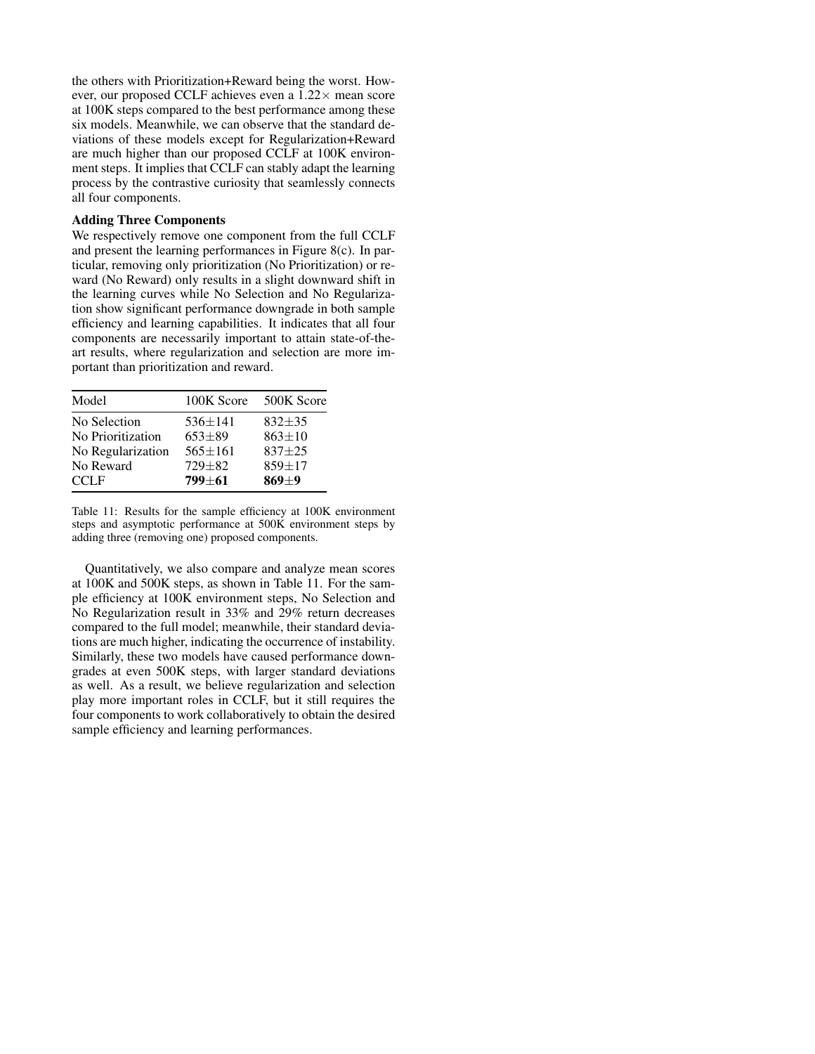the others with Prioritization+Reward being the worst. However, our proposed CCLF achieves even a 1.22× mean score at 100K steps compared to the best performance among these six models. Meanwhile, we can observe that the standard deviations of these models except for Regularization+Reward are much higher than our proposed CCLF at 100K environment steps. It implies that CCLF can stably adapt the learning process by the contrastive curiosity that seamlessly connects all four components.

### Adding Three Components

We respectively remove one component from the full CCLF and present the learning performances in Figure 8(c). In particular, removing only prioritization (No Prioritization) or reward (No Reward) only results in a slight downward shift in the learning curves while No Selection and No Regularization show significant performance downgrade in both sample efficiency and learning capabilities. It indicates that all four components are necessarily important to attain state-of-the-art results, where regularization and selection are more important than prioritization and reward.

| Model | 100K Score | 500K Score |
|---|---|---|
| No Selection | 536±141 | 832±35 |
| No Prioritization | 653±89 | 863±10 |
| No Regularization | 565±161 | 837±25 |
| No Reward | 729±82 | 859±17 |
| CCLF | **799±61** | **869±9** |

Table 11: Results for the sample efficiency at 100K environment steps and asymptotic performance at 500K environment steps by adding three (removing one) proposed components.

Quantitatively, we also compare and analyze mean scores at 100K and 500K steps, as shown in Table 11. For the sample efficiency at 100K environment steps, No Selection and No Regularization result in 33% and 29% return decreases compared to the full model; meanwhile, their standard deviations are much higher, indicating the occurrence of instability. Similarly, these two models have caused performance downgrades at even 500K steps, with larger standard deviations as well. As a result, we believe regularization and selection play more important roles in CCLF, but it still requires the four components to work collaboratively to obtain the desired sample efficiency and learning performances.